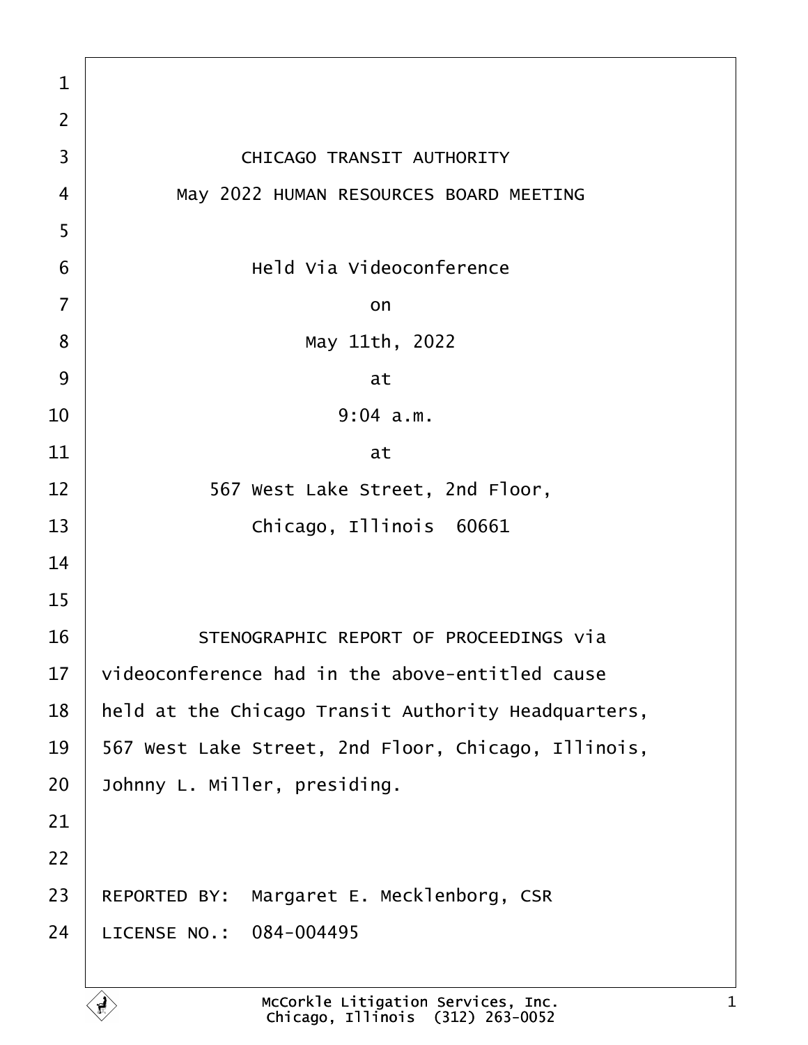CHICAGO TRANSIT AUTHORITY

May 2022 HUMAN RESOURCES BOARD MEETING

Held Via Videoconference

on

May 11th, 2022

at

9:04 a.m.

at

567 West Lake Street, 2nd Floor,

Chicago, Illinois 60661

STENOGRAPHIC REPORT OF PROCEEDINGS via videoconference had in the above-entitled cause held at the Chicago Transit Authority Headquarters, 567 West Lake Street, 2nd Floor, Chicago, Illinois, Johnny L. Miller, presiding.

REPORTED BY: Margaret E. Mecklenborg, CSR

LICENSE NO.: 084-004495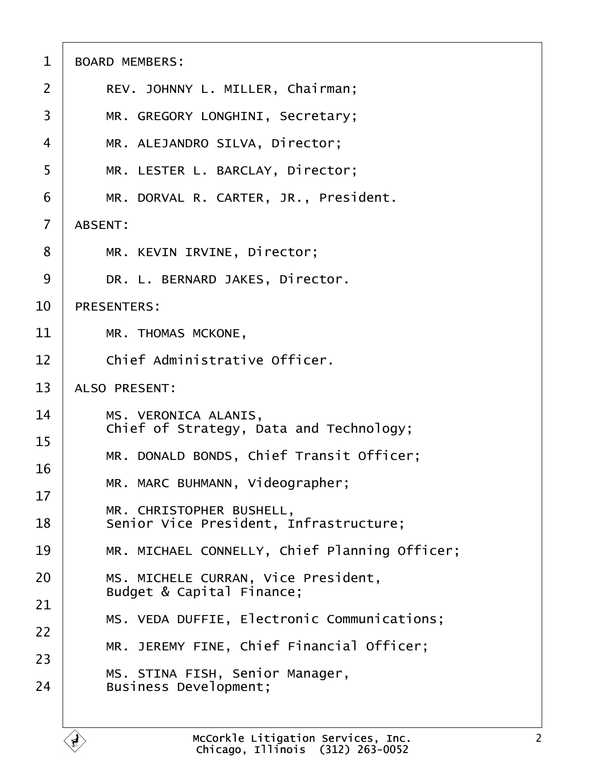BOARD MEMBERS:

REV. JOHNNY L. MILLER, Chairman;

MR. GREGORY LONGHINI, Secretary;

MR. ALEJANDRO SILVA, Director;

MR. LESTER L. BARCLAY, Director;

MR. DORVAL R. CARTER, JR., President.

ABSENT:

MR. KEVIN IRVINE, Director;

DR. L. BERNARD JAKES, Director.

PRESENTERS:

MR. THOMAS MCKONE,
Chief Administrative Officer.

ALSO PRESENT:

MS. VERONICA ALANIS,
Chief of Strategy, Data and Technology;

MR. DONALD BONDS, Chief Transit Officer;

MR. MARC BUHMANN, Videographer;

MR. CHRISTOPHER BUSHELL,
Senior Vice President, Infrastructure;

MR. MICHAEL CONNELLY, Chief Planning Officer;

MS. MICHELE CURRAN, Vice President,
Budget & Capital Finance;

MS. VEDA DUFFIE, Electronic Communications;

MR. JEREMY FINE, Chief Financial Officer;

MS. STINA FISH, Senior Manager,
Business Development;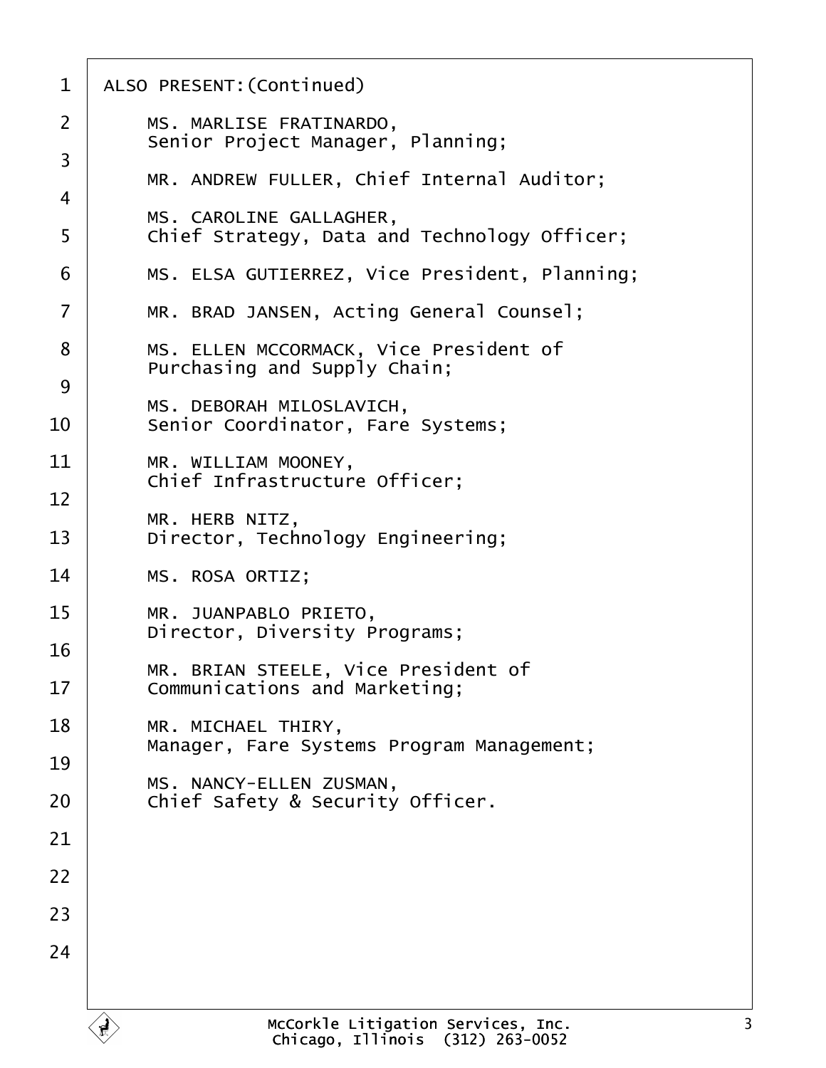ALSO PRESENT:(Continued)

MS. MARLISE FRATINARDO,
Senior Project Manager, Planning;

MR. ANDREW FULLER, Chief Internal Auditor;

MS. CAROLINE GALLAGHER,
Chief Strategy, Data and Technology Officer;

MS. ELSA GUTIERREZ, Vice President, Planning;

MR. BRAD JANSEN, Acting General Counsel;

MS. ELLEN MCCORMACK, Vice President of
Purchasing and Supply Chain;

MS. DEBORAH MILOSLAVICH,
Senior Coordinator, Fare Systems;

MR. WILLIAM MOONEY,
Chief Infrastructure Officer;

MR. HERB NITZ,
Director, Technology Engineering;

MS. ROSA ORTIZ;

MR. JUANPABLO PRIETO,
Director, Diversity Programs;

MR. BRIAN STEELE, Vice President of
Communications and Marketing;

MR. MICHAEL THIRY,
Manager, Fare Systems Program Management;

MS. NANCY-ELLEN ZUSMAN,
Chief Safety & Security Officer.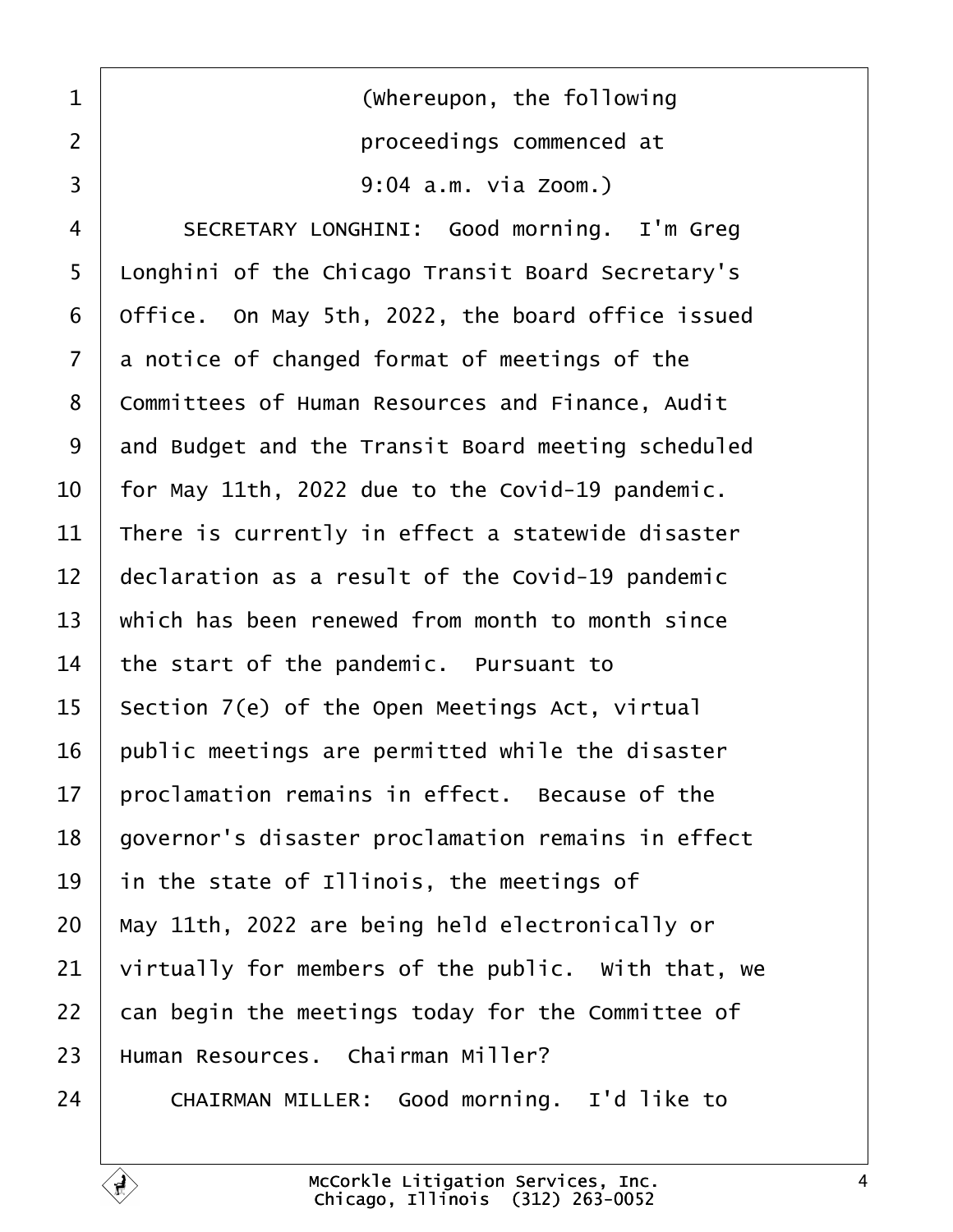1 (Whereupon, the following
2 proceedings commenced at
3 9:04 a.m. via Zoom.)
4 SECRETARY LONGHINI: Good morning. I'm Greg
5 Longhini of the Chicago Transit Board Secretary's
6 Office. On May 5th, 2022, the board office issued
7 a notice of changed format of meetings of the
8 Committees of Human Resources and Finance, Audit
9 and Budget and the Transit Board meeting scheduled
10 for May 11th, 2022 due to the Covid-19 pandemic.
11 There is currently in effect a statewide disaster
12 declaration as a result of the Covid-19 pandemic
13 which has been renewed from month to month since
14 the start of the pandemic. Pursuant to
15 Section 7(e) of the Open Meetings Act, virtual
16 public meetings are permitted while the disaster
17 proclamation remains in effect. Because of the
18 governor's disaster proclamation remains in effect
19 in the state of Illinois, the meetings of
20 May 11th, 2022 are being held electronically or
21 virtually for members of the public. With that, we
22 can begin the meetings today for the Committee of
23 Human Resources. Chairman Miller?
24 CHAIRMAN MILLER: Good morning. I'd like to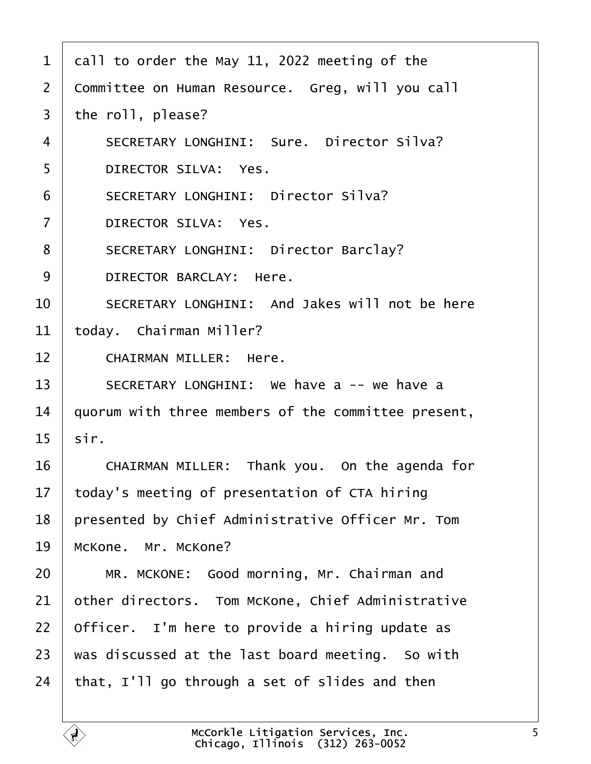call to order the May 11, 2022 meeting of the Committee on Human Resource. Greg, will you call the roll, please?

SECRETARY LONGHINI: Sure. Director Silva?

DIRECTOR SILVA: Yes.

SECRETARY LONGHINI: Director Silva?

DIRECTOR SILVA: Yes.

SECRETARY LONGHINI: Director Barclay?

DIRECTOR BARCLAY: Here.

SECRETARY LONGHINI: And Jakes will not be here today. Chairman Miller?

CHAIRMAN MILLER: Here.

SECRETARY LONGHINI: We have a -- we have a quorum with three members of the committee present, sir.

CHAIRMAN MILLER: Thank you. On the agenda for today's meeting of presentation of CTA hiring presented by Chief Administrative Officer Mr. Tom McKone. Mr. McKone?

MR. MCKONE: Good morning, Mr. Chairman and other directors. Tom McKone, Chief Administrative Officer. I'm here to provide a hiring update as was discussed at the last board meeting. So with that, I'll go through a set of slides and then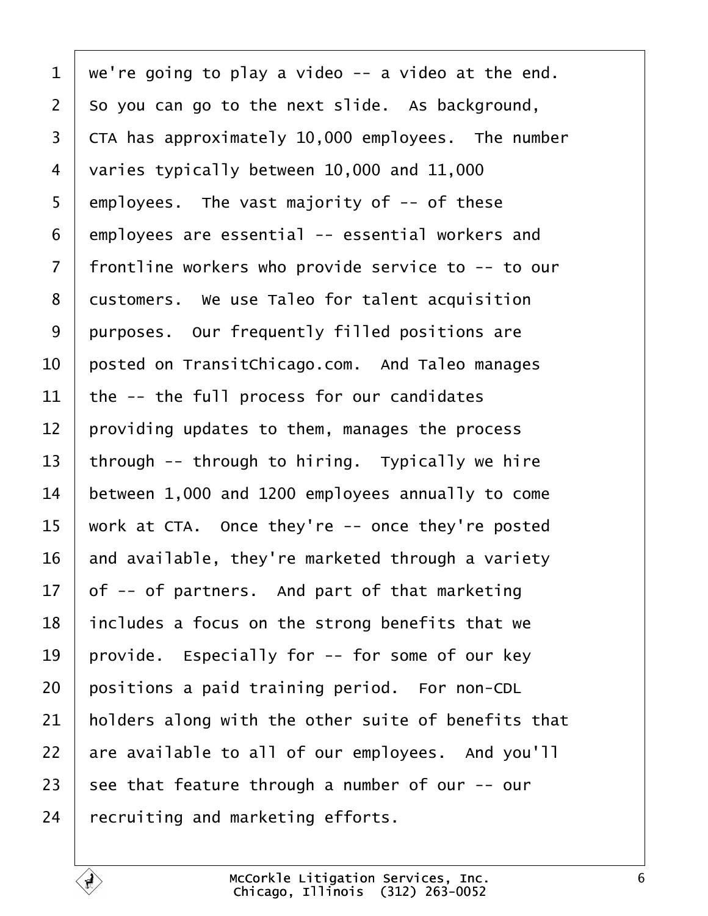we're going to play a video -- a video at the end. So you can go to the next slide. As background, CTA has approximately 10,000 employees. The number varies typically between 10,000 and 11,000 employees. The vast majority of -- of these employees are essential -- essential workers and frontline workers who provide service to -- to our customers. We use Taleo for talent acquisition purposes. Our frequently filled positions are posted on TransitChicago.com. And Taleo manages the -- the full process for our candidates providing updates to them, manages the process through -- through to hiring. Typically we hire between 1,000 and 1200 employees annually to come work at CTA. Once they're -- once they're posted and available, they're marketed through a variety of -- of partners. And part of that marketing includes a focus on the strong benefits that we provide. Especially for -- for some of our key positions a paid training period. For non-CDL holders along with the other suite of benefits that are available to all of our employees. And you'll see that feature through a number of our -- our recruiting and marketing efforts.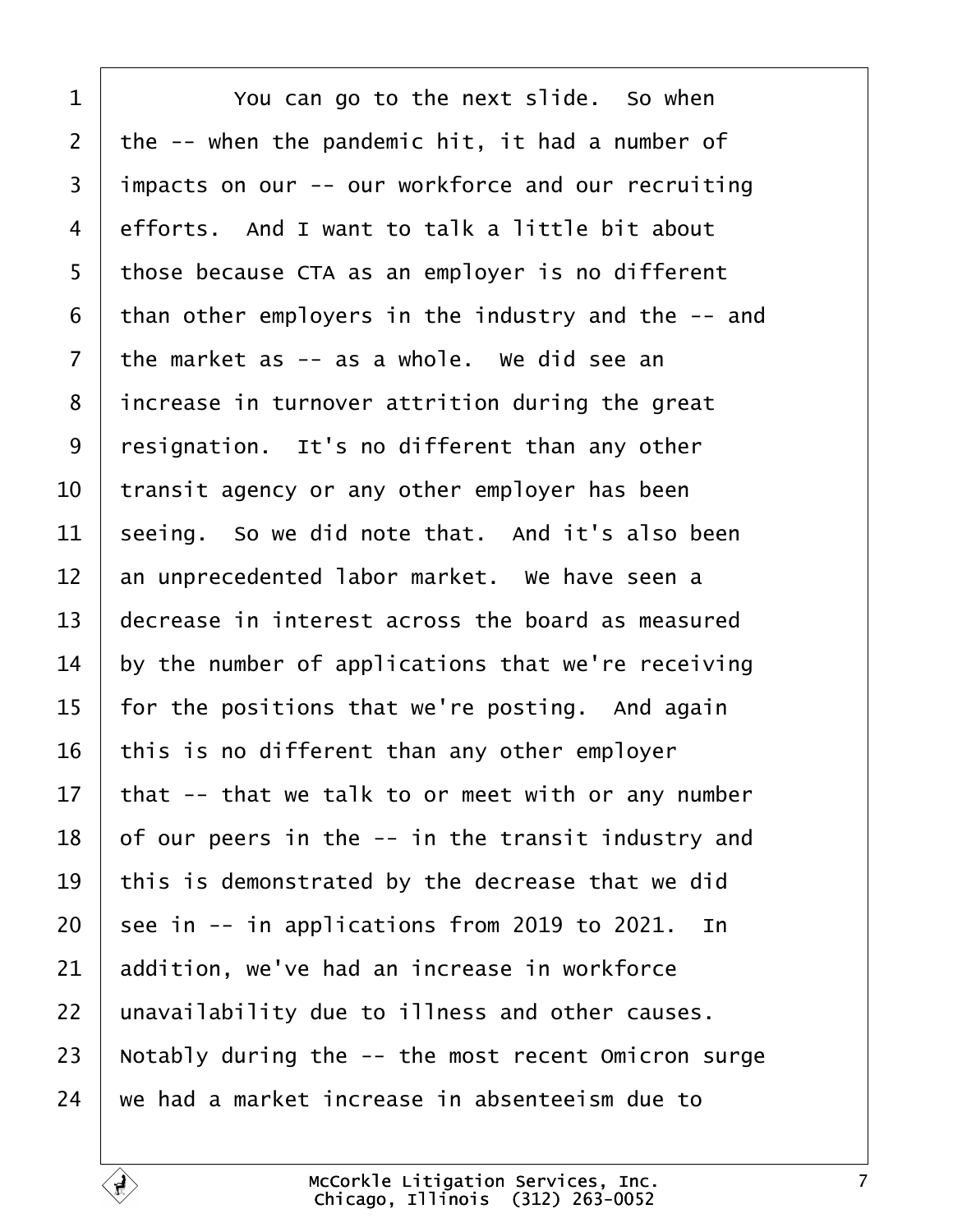You can go to the next slide. So when the -- when the pandemic hit, it had a number of impacts on our -- our workforce and our recruiting efforts. And I want to talk a little bit about those because CTA as an employer is no different than other employers in the industry and the -- and the market as -- as a whole. We did see an increase in turnover attrition during the great resignation. It's no different than any other transit agency or any other employer has been seeing. So we did note that. And it's also been an unprecedented labor market. We have seen a decrease in interest across the board as measured by the number of applications that we're receiving for the positions that we're posting. And again this is no different than any other employer that -- that we talk to or meet with or any number of our peers in the -- in the transit industry and this is demonstrated by the decrease that we did see in -- in applications from 2019 to 2021. In addition, we've had an increase in workforce unavailability due to illness and other causes. Notably during the -- the most recent Omicron surge we had a market increase in absenteeism due to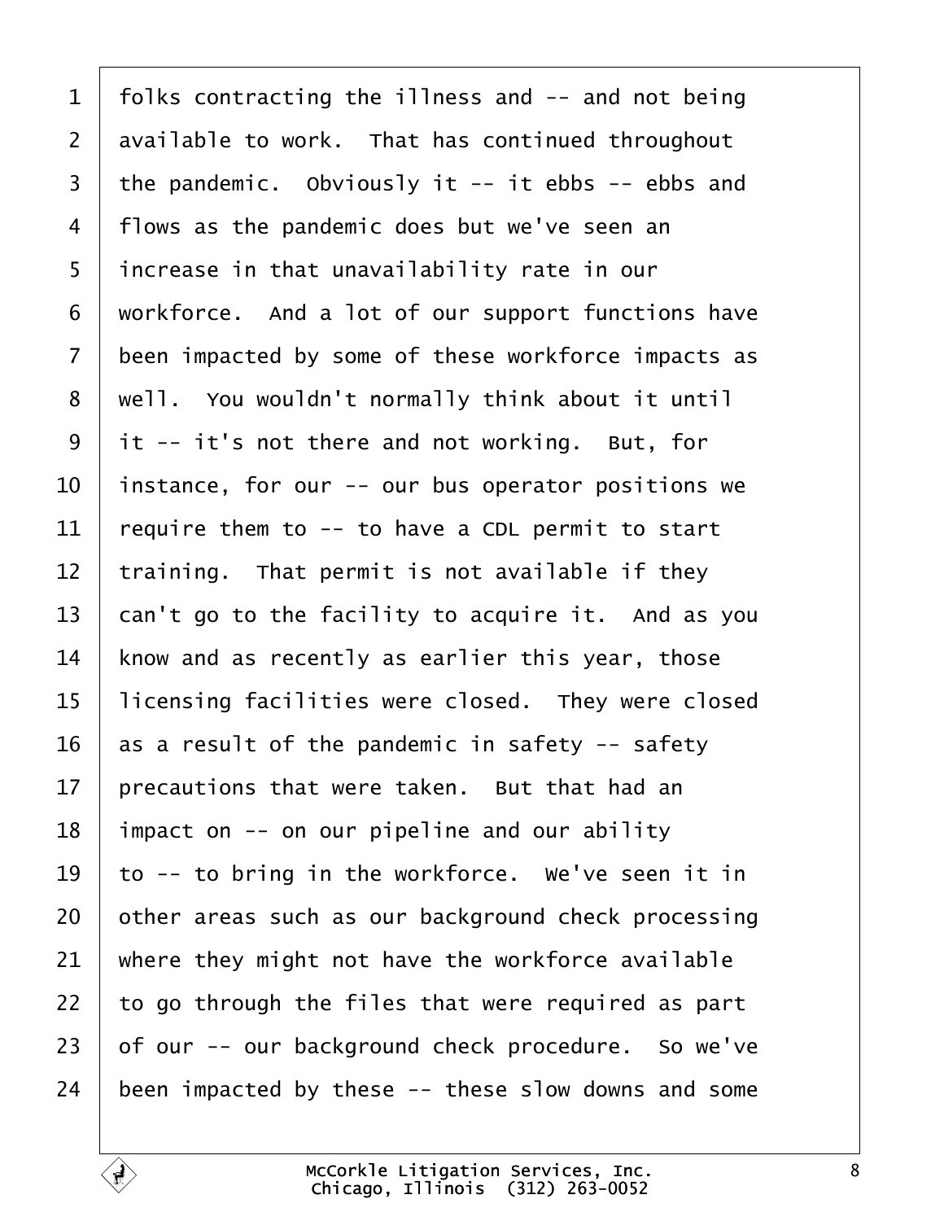1 folks contracting the illness and -- and not being
2 available to work. That has continued throughout
3 the pandemic. Obviously it -- it ebbs -- ebbs and
4 flows as the pandemic does but we've seen an
5 increase in that unavailability rate in our
6 workforce. And a lot of our support functions have
7 been impacted by some of these workforce impacts as
8 well. You wouldn't normally think about it until
9 it -- it's not there and not working. But, for
10 instance, for our -- our bus operator positions we
11 require them to -- to have a CDL permit to start
12 training. That permit is not available if they
13 can't go to the facility to acquire it. And as you
14 know and as recently as earlier this year, those
15 licensing facilities were closed. They were closed
16 as a result of the pandemic in safety -- safety
17 precautions that were taken. But that had an
18 impact on -- on our pipeline and our ability
19 to -- to bring in the workforce. We've seen it in
20 other areas such as our background check processing
21 where they might not have the workforce available
22 to go through the files that were required as part
23 of our -- our background check procedure. So we've
24 been impacted by these -- these slow downs and some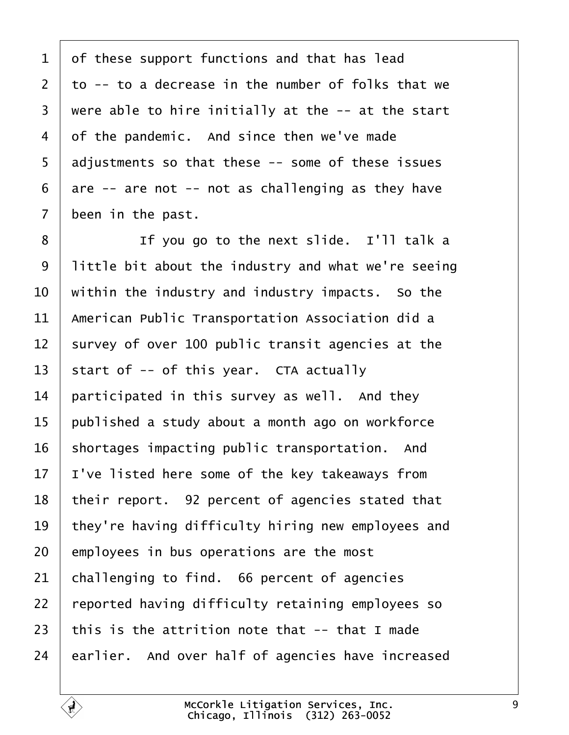of these support functions and that has lead to -- to a decrease in the number of folks that we were able to hire initially at the -- at the start of the pandemic. And since then we've made adjustments so that these -- some of these issues are -- are not -- not as challenging as they have been in the past.

If you go to the next slide. I'll talk a little bit about the industry and what we're seeing within the industry and industry impacts. So the American Public Transportation Association did a survey of over 100 public transit agencies at the start of -- of this year. CTA actually participated in this survey as well. And they published a study about a month ago on workforce shortages impacting public transportation. And I've listed here some of the key takeaways from their report. 92 percent of agencies stated that they're having difficulty hiring new employees and employees in bus operations are the most challenging to find. 66 percent of agencies reported having difficulty retaining employees so this is the attrition note that -- that I made earlier. And over half of agencies have increased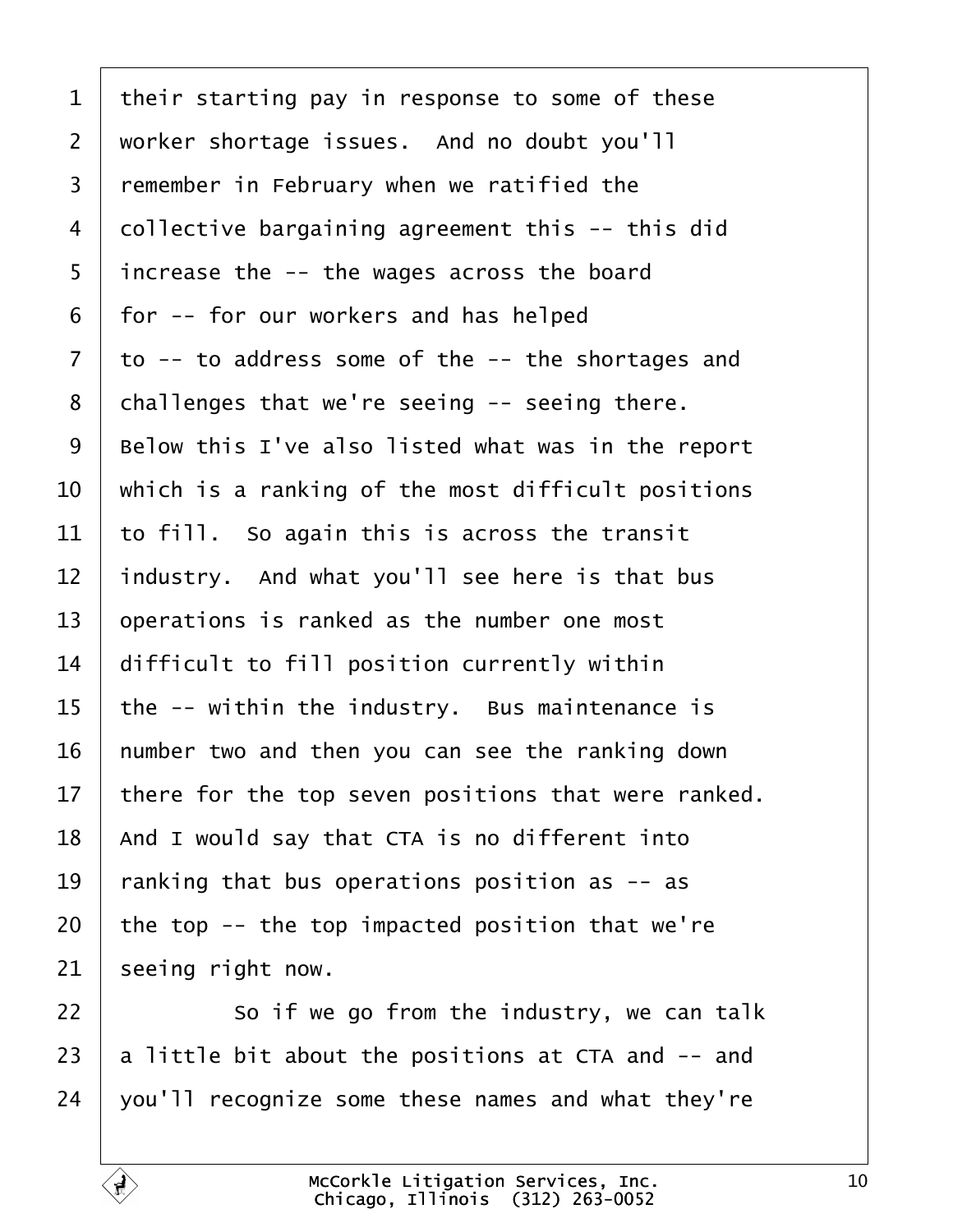their starting pay in response to some of these worker shortage issues. And no doubt you'll remember in February when we ratified the collective bargaining agreement this -- this did increase the -- the wages across the board for -- for our workers and has helped to -- to address some of the -- the shortages and challenges that we're seeing -- seeing there. Below this I've also listed what was in the report which is a ranking of the most difficult positions to fill. So again this is across the transit industry. And what you'll see here is that bus operations is ranked as the number one most difficult to fill position currently within the -- within the industry. Bus maintenance is number two and then you can see the ranking down there for the top seven positions that were ranked. And I would say that CTA is no different into ranking that bus operations position as -- as the top -- the top impacted position that we're seeing right now.

So if we go from the industry, we can talk a little bit about the positions at CTA and -- and you'll recognize some these names and what they're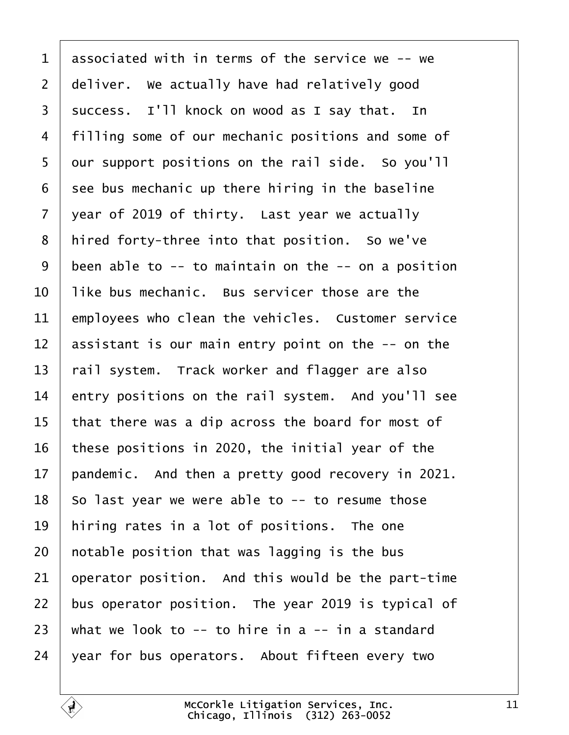1 associated with in terms of the service we -- we
2 deliver. We actually have had relatively good
3 success. I'll knock on wood as I say that. In
4 filling some of our mechanic positions and some of
5 our support positions on the rail side. So you'll
6 see bus mechanic up there hiring in the baseline
7 year of 2019 of thirty. Last year we actually
8 hired forty-three into that position. So we've
9 been able to -- to maintain on the -- on a position
10 like bus mechanic. Bus servicer those are the
11 employees who clean the vehicles. Customer service
12 assistant is our main entry point on the -- on the
13 rail system. Track worker and flagger are also
14 entry positions on the rail system. And you'll see
15 that there was a dip across the board for most of
16 these positions in 2020, the initial year of the
17 pandemic. And then a pretty good recovery in 2021.
18 So last year we were able to -- to resume those
19 hiring rates in a lot of positions. The one
20 notable position that was lagging is the bus
21 operator position. And this would be the part-time
22 bus operator position. The year 2019 is typical of
23 what we look to -- to hire in a -- in a standard
24 year for bus operators. About fifteen every two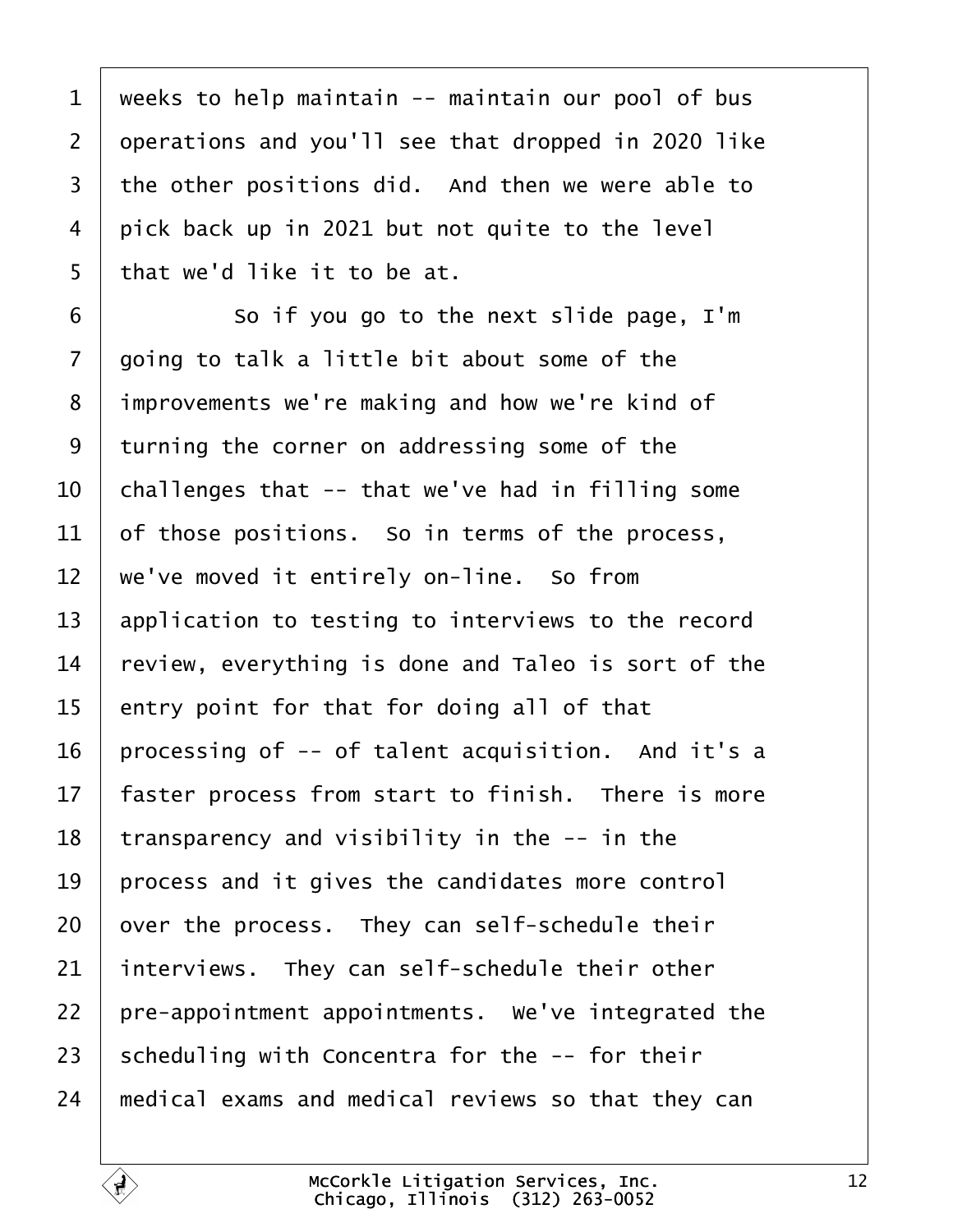weeks to help maintain -- maintain our pool of bus operations and you'll see that dropped in 2020 like the other positions did. And then we were able to pick back up in 2021 but not quite to the level that we'd like it to be at.

So if you go to the next slide page, I'm going to talk a little bit about some of the improvements we're making and how we're kind of turning the corner on addressing some of the challenges that -- that we've had in filling some of those positions. So in terms of the process, we've moved it entirely on-line. So from application to testing to interviews to the record review, everything is done and Taleo is sort of the entry point for that for doing all of that processing of -- of talent acquisition. And it's a faster process from start to finish. There is more transparency and visibility in the -- in the process and it gives the candidates more control over the process. They can self-schedule their interviews. They can self-schedule their other pre-appointment appointments. We've integrated the scheduling with Concentra for the -- for their medical exams and medical reviews so that they can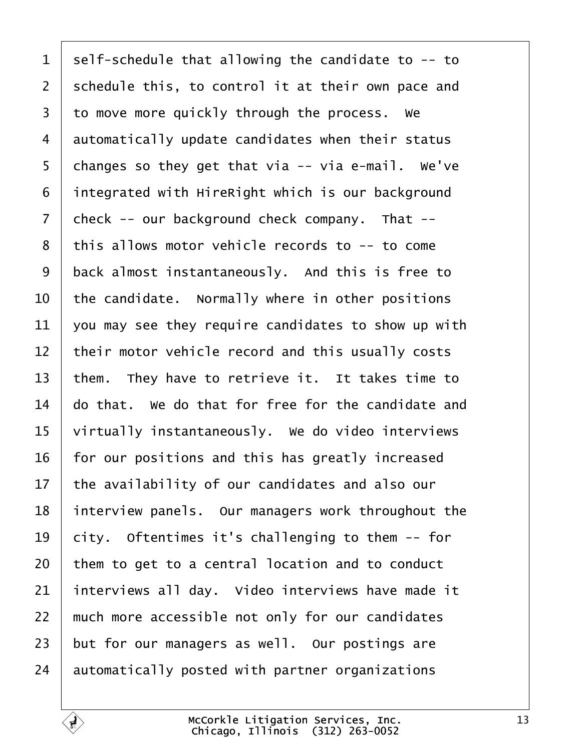self-schedule that allowing the candidate to -- to schedule this, to control it at their own pace and to move more quickly through the process. We automatically update candidates when their status changes so they get that via -- via e-mail. We've integrated with HireRight which is our background check -- our background check company. That -- this allows motor vehicle records to -- to come back almost instantaneously. And this is free to the candidate. Normally where in other positions you may see they require candidates to show up with their motor vehicle record and this usually costs them. They have to retrieve it. It takes time to do that. We do that for free for the candidate and virtually instantaneously. We do video interviews for our positions and this has greatly increased the availability of our candidates and also our interview panels. Our managers work throughout the city. Oftentimes it's challenging to them -- for them to get to a central location and to conduct interviews all day. Video interviews have made it much more accessible not only for our candidates but for our managers as well. Our postings are automatically posted with partner organizations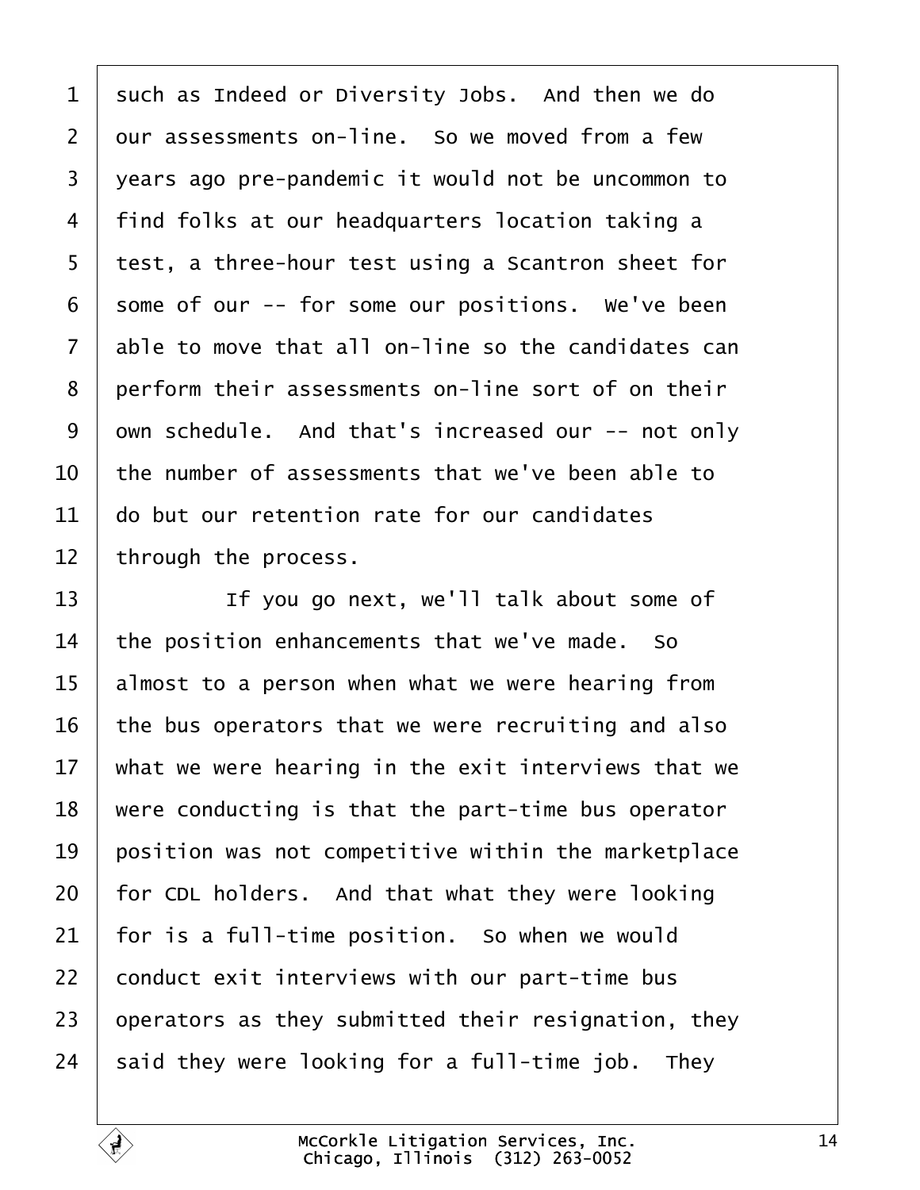such as Indeed or Diversity Jobs. And then we do our assessments on-line. So we moved from a few years ago pre-pandemic it would not be uncommon to find folks at our headquarters location taking a test, a three-hour test using a Scantron sheet for some of our -- for some our positions. We've been able to move that all on-line so the candidates can perform their assessments on-line sort of on their own schedule. And that's increased our -- not only the number of assessments that we've been able to do but our retention rate for our candidates through the process.

If you go next, we'll talk about some of the position enhancements that we've made. So almost to a person when what we were hearing from the bus operators that we were recruiting and also what we were hearing in the exit interviews that we were conducting is that the part-time bus operator position was not competitive within the marketplace for CDL holders. And that what they were looking for is a full-time position. So when we would conduct exit interviews with our part-time bus operators as they submitted their resignation, they said they were looking for a full-time job. They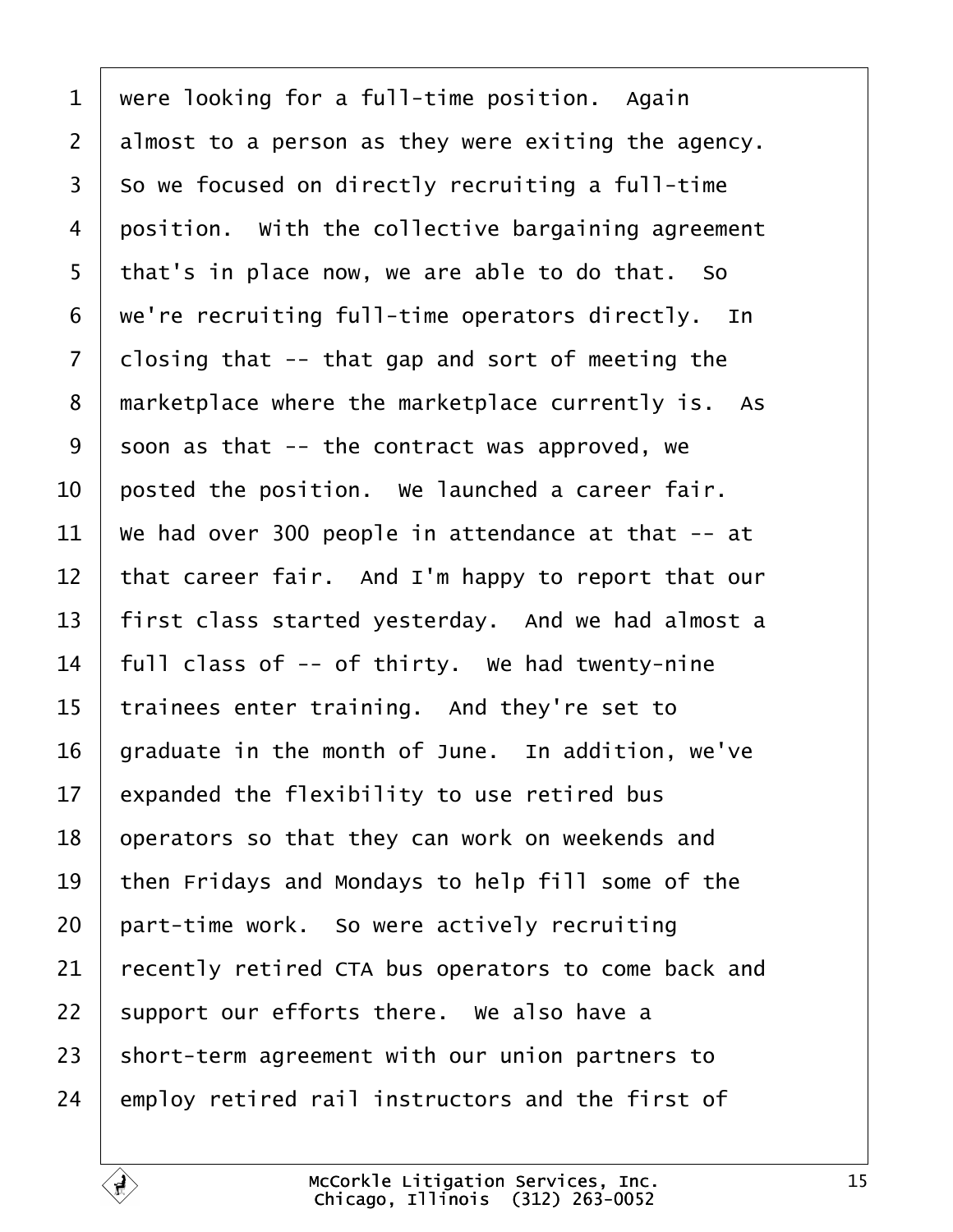1 were looking for a full-time position. Again
2 almost to a person as they were exiting the agency.
3 So we focused on directly recruiting a full-time
4 position. With the collective bargaining agreement
5 that's in place now, we are able to do that. So
6 we're recruiting full-time operators directly. In
7 closing that -- that gap and sort of meeting the
8 marketplace where the marketplace currently is. As
9 soon as that -- the contract was approved, we
10 posted the position. We launched a career fair.
11 We had over 300 people in attendance at that -- at
12 that career fair. And I'm happy to report that our
13 first class started yesterday. And we had almost a
14 full class of -- of thirty. We had twenty-nine
15 trainees enter training. And they're set to
16 graduate in the month of June. In addition, we've
17 expanded the flexibility to use retired bus
18 operators so that they can work on weekends and
19 then Fridays and Mondays to help fill some of the
20 part-time work. So were actively recruiting
21 recently retired CTA bus operators to come back and
22 support our efforts there. We also have a
23 short-term agreement with our union partners to
24 employ retired rail instructors and the first of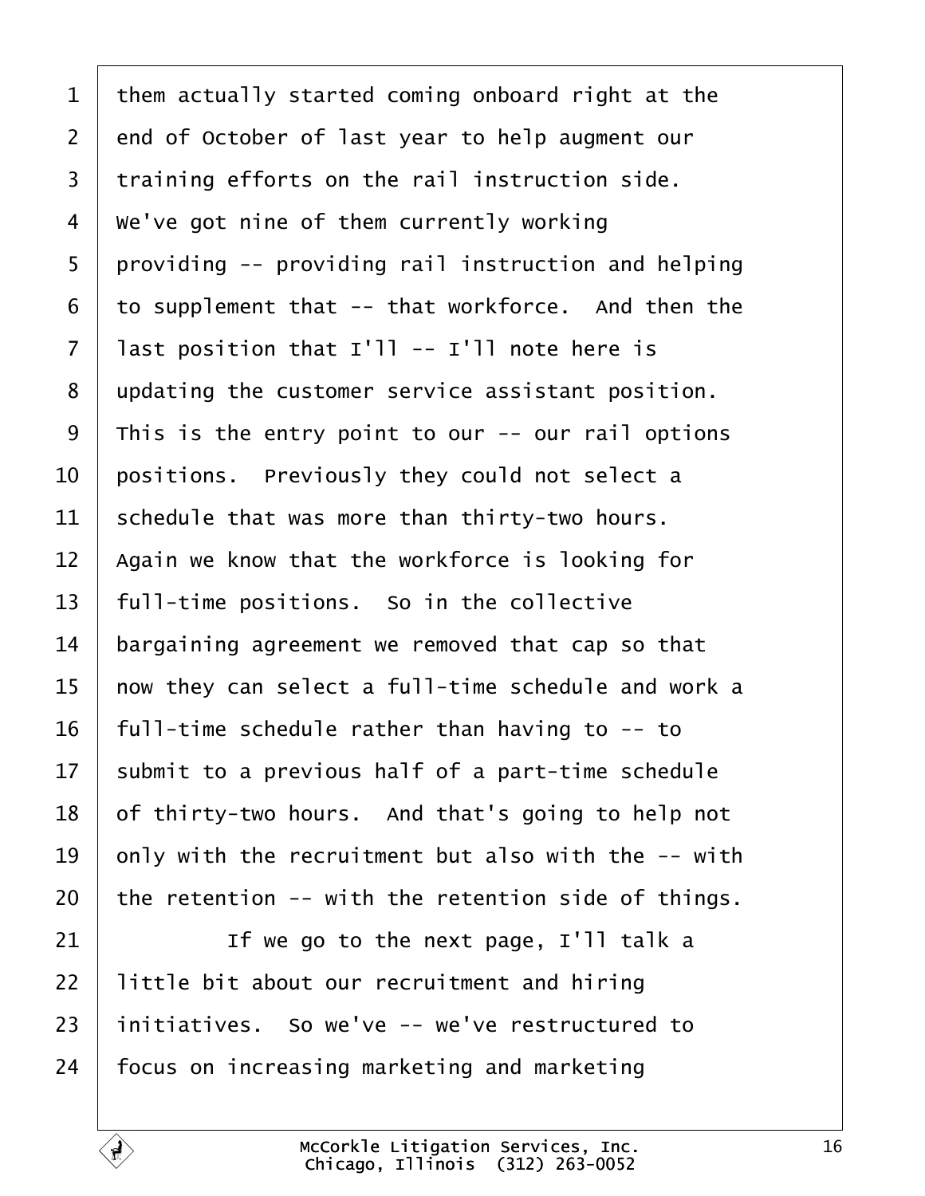them actually started coming onboard right at the end of October of last year to help augment our training efforts on the rail instruction side. We've got nine of them currently working providing -- providing rail instruction and helping to supplement that -- that workforce. And then the last position that I'll -- I'll note here is updating the customer service assistant position. This is the entry point to our -- our rail options positions. Previously they could not select a schedule that was more than thirty-two hours. Again we know that the workforce is looking for full-time positions. So in the collective bargaining agreement we removed that cap so that now they can select a full-time schedule and work a full-time schedule rather than having to -- to submit to a previous half of a part-time schedule of thirty-two hours. And that's going to help not only with the recruitment but also with the -- with the retention -- with the retention side of things.

If we go to the next page, I'll talk a little bit about our recruitment and hiring initiatives. So we've -- we've restructured to focus on increasing marketing and marketing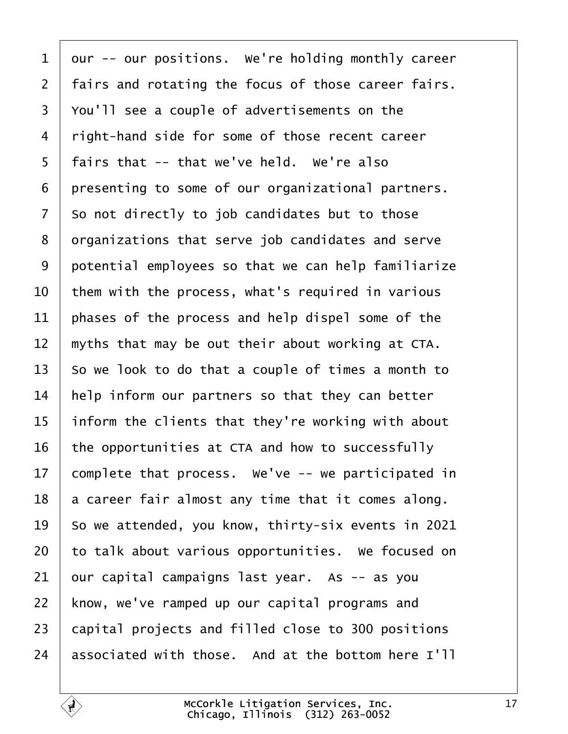1 our -- our positions.  We're holding monthly career
2 fairs and rotating the focus of those career fairs.
3 You'll see a couple of advertisements on the
4 right-hand side for some of those recent career
5 fairs that -- that we've held.  We're also
6 presenting to some of our organizational partners.
7 So not directly to job candidates but to those
8 organizations that serve job candidates and serve
9 potential employees so that we can help familiarize
10 them with the process, what's required in various
11 phases of the process and help dispel some of the
12 myths that may be out their about working at CTA.
13 So we look to do that a couple of times a month to
14 help inform our partners so that they can better
15 inform the clients that they're working with about
16 the opportunities at CTA and how to successfully
17 complete that process.  We've -- we participated in
18 a career fair almost any time that it comes along.
19 So we attended, you know, thirty-six events in 2021
20 to talk about various opportunities.  We focused on
21 our capital campaigns last year.  As -- as you
22 know, we've ramped up our capital programs and
23 capital projects and filled close to 300 positions
24 associated with those.  And at the bottom here I'll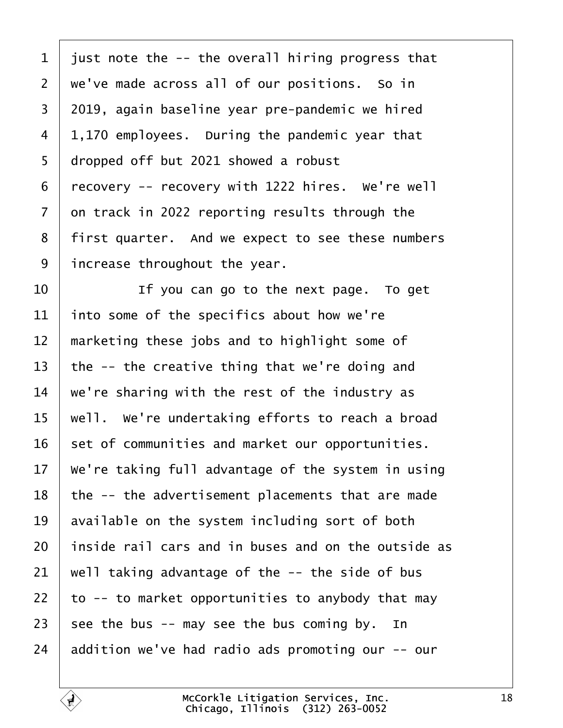1 just note the -- the overall hiring progress that
2 we've made across all of our positions. So in
3 2019, again baseline year pre-pandemic we hired
4 1,170 employees. During the pandemic year that
5 dropped off but 2021 showed a robust
6 recovery -- recovery with 1222 hires. We're well
7 on track in 2022 reporting results through the
8 first quarter. And we expect to see these numbers
9 increase throughout the year.
10 If you can go to the next page. To get
11 into some of the specifics about how we're
12 marketing these jobs and to highlight some of
13 the -- the creative thing that we're doing and
14 we're sharing with the rest of the industry as
15 well. We're undertaking efforts to reach a broad
16 set of communities and market our opportunities.
17 We're taking full advantage of the system in using
18 the -- the advertisement placements that are made
19 available on the system including sort of both
20 inside rail cars and in buses and on the outside as
21 well taking advantage of the -- the side of bus
22 to -- to market opportunities to anybody that may
23 see the bus -- may see the bus coming by. In
24 addition we've had radio ads promoting our -- our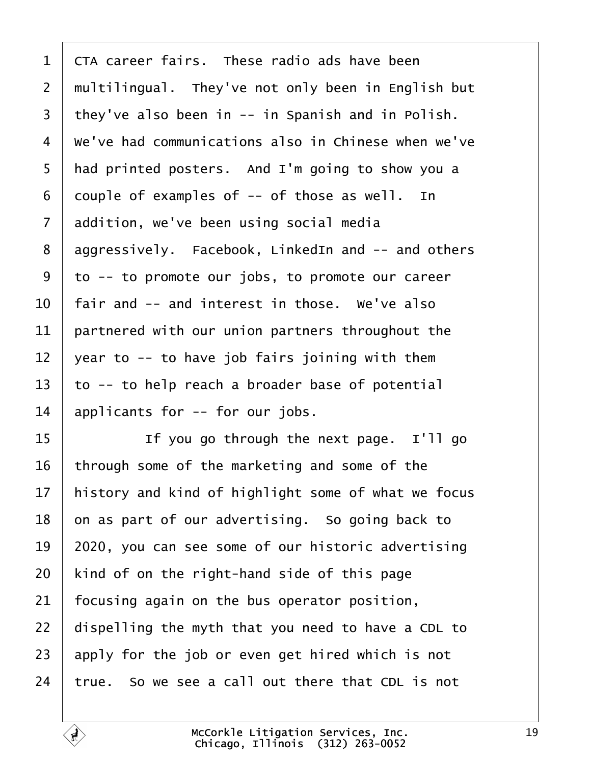CTA career fairs. These radio ads have been multilingual. They've not only been in English but they've also been in -- in Spanish and in Polish. We've had communications also in Chinese when we've had printed posters. And I'm going to show you a couple of examples of -- of those as well. In addition, we've been using social media aggressively. Facebook, LinkedIn and -- and others to -- to promote our jobs, to promote our career fair and -- and interest in those. We've also partnered with our union partners throughout the year to -- to have job fairs joining with them to -- to help reach a broader base of potential applicants for -- for our jobs.

If you go through the next page. I'll go through some of the marketing and some of the history and kind of highlight some of what we focus on as part of our advertising. So going back to 2020, you can see some of our historic advertising kind of on the right-hand side of this page focusing again on the bus operator position, dispelling the myth that you need to have a CDL to apply for the job or even get hired which is not true. So we see a call out there that CDL is not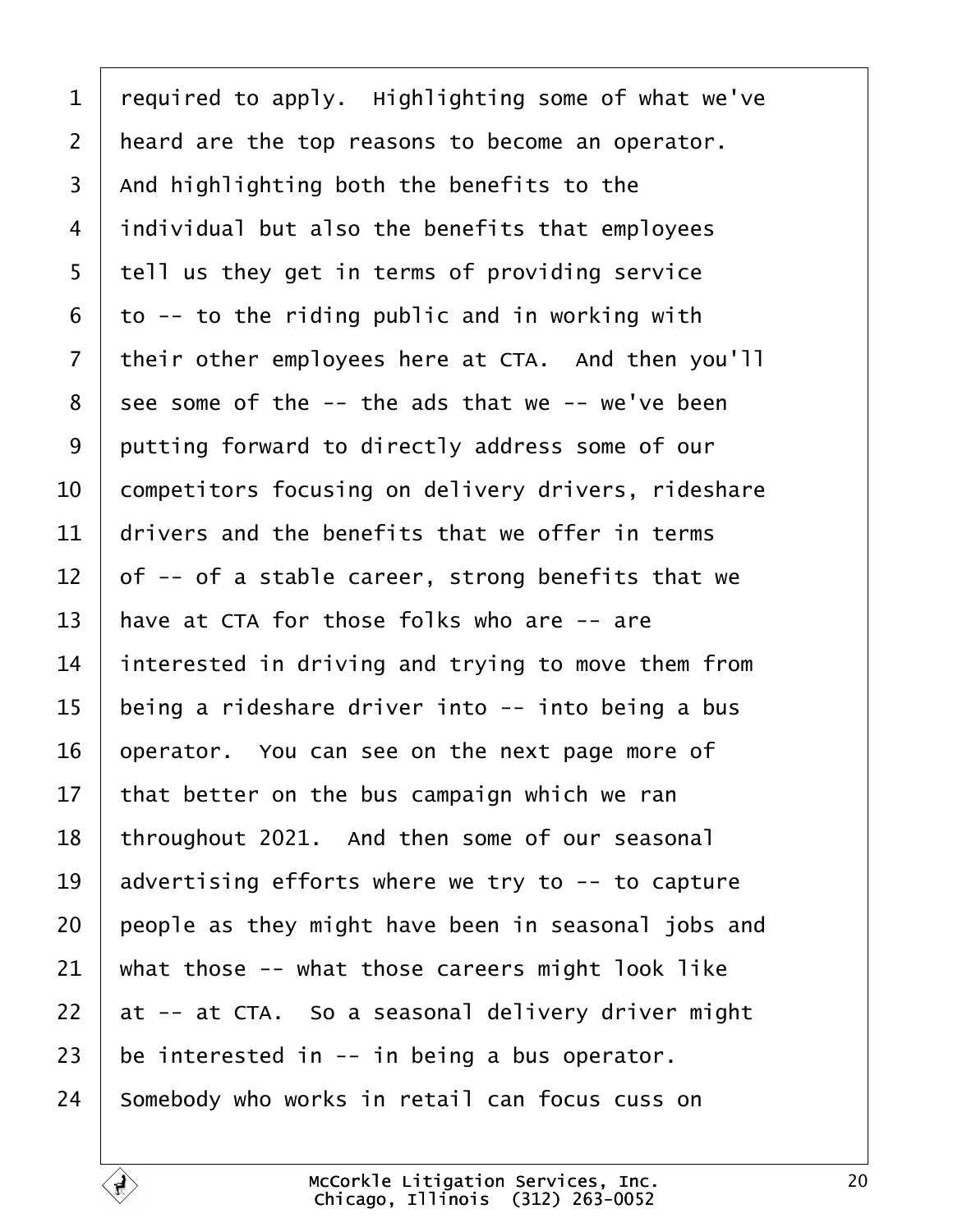required to apply. Highlighting some of what we've heard are the top reasons to become an operator. And highlighting both the benefits to the individual but also the benefits that employees tell us they get in terms of providing service to -- to the riding public and in working with their other employees here at CTA. And then you'll see some of the -- the ads that we -- we've been putting forward to directly address some of our competitors focusing on delivery drivers, rideshare drivers and the benefits that we offer in terms of -- of a stable career, strong benefits that we have at CTA for those folks who are -- are interested in driving and trying to move them from being a rideshare driver into -- into being a bus operator. You can see on the next page more of that better on the bus campaign which we ran throughout 2021. And then some of our seasonal advertising efforts where we try to -- to capture people as they might have been in seasonal jobs and what those -- what those careers might look like at -- at CTA. So a seasonal delivery driver might be interested in -- in being a bus operator. Somebody who works in retail can focus cuss on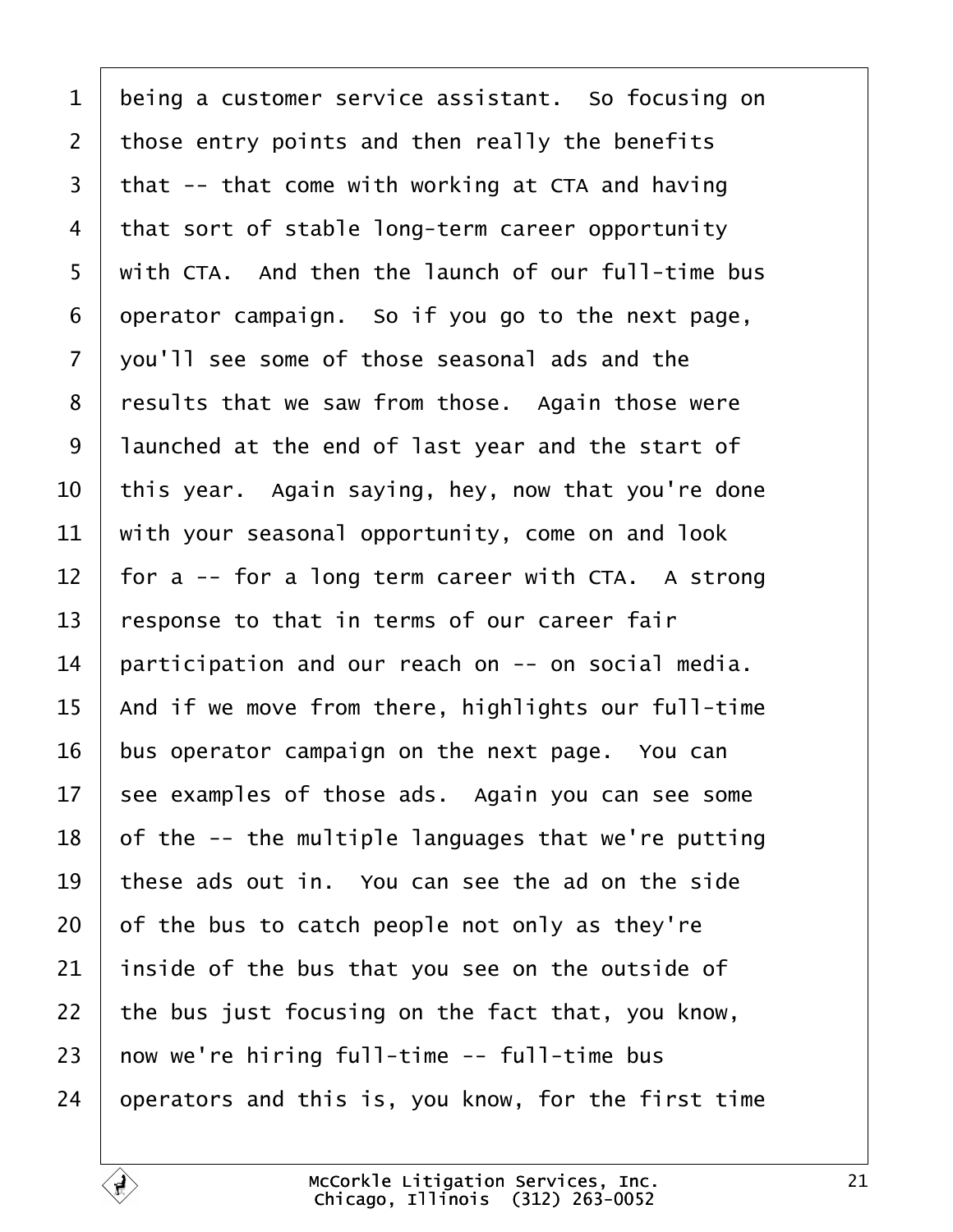1 being a customer service assistant. So focusing on
2 those entry points and then really the benefits
3 that -- that come with working at CTA and having
4 that sort of stable long-term career opportunity
5 with CTA. And then the launch of our full-time bus
6 operator campaign. So if you go to the next page,
7 you'll see some of those seasonal ads and the
8 results that we saw from those. Again those were
9 launched at the end of last year and the start of
10 this year. Again saying, hey, now that you're done
11 with your seasonal opportunity, come on and look
12 for a -- for a long term career with CTA. A strong
13 response to that in terms of our career fair
14 participation and our reach on -- on social media.
15 And if we move from there, highlights our full-time
16 bus operator campaign on the next page. You can
17 see examples of those ads. Again you can see some
18 of the -- the multiple languages that we're putting
19 these ads out in. You can see the ad on the side
20 of the bus to catch people not only as they're
21 inside of the bus that you see on the outside of
22 the bus just focusing on the fact that, you know,
23 now we're hiring full-time -- full-time bus
24 operators and this is, you know, for the first time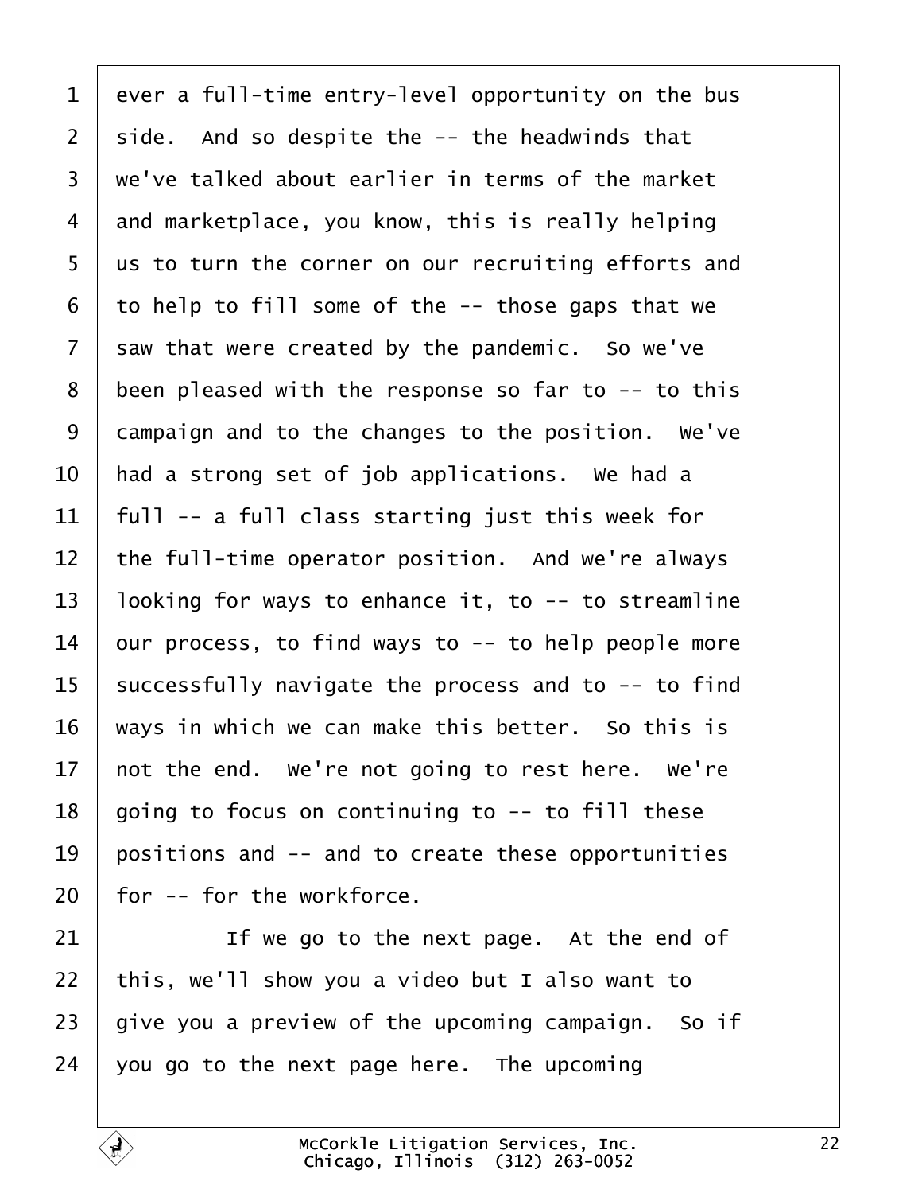ever a full-time entry-level opportunity on the bus side. And so despite the -- the headwinds that we've talked about earlier in terms of the market and marketplace, you know, this is really helping us to turn the corner on our recruiting efforts and to help to fill some of the -- those gaps that we saw that were created by the pandemic. So we've been pleased with the response so far to -- to this campaign and to the changes to the position. We've had a strong set of job applications. We had a full -- a full class starting just this week for the full-time operator position. And we're always looking for ways to enhance it, to -- to streamline our process, to find ways to -- to help people more successfully navigate the process and to -- to find ways in which we can make this better. So this is not the end. We're not going to rest here. We're going to focus on continuing to -- to fill these positions and -- and to create these opportunities for -- for the workforce.

If we go to the next page. At the end of this, we'll show you a video but I also want to give you a preview of the upcoming campaign. So if you go to the next page here. The upcoming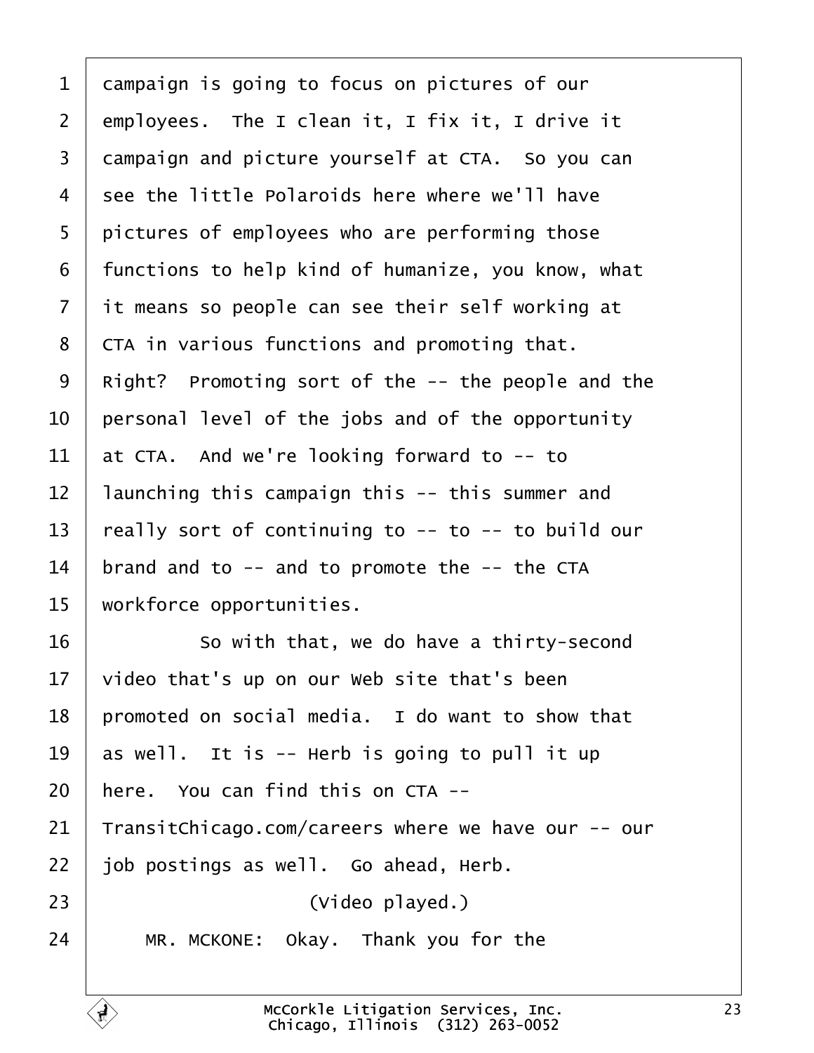campaign is going to focus on pictures of our employees. The I clean it, I fix it, I drive it campaign and picture yourself at CTA. So you can see the little Polaroids here where we'll have pictures of employees who are performing those functions to help kind of humanize, you know, what it means so people can see their self working at CTA in various functions and promoting that. Right? Promoting sort of the -- the people and the personal level of the jobs and of the opportunity at CTA. And we're looking forward to -- to launching this campaign this -- this summer and really sort of continuing to -- to -- to build our brand and to -- and to promote the -- the CTA workforce opportunities.

So with that, we do have a thirty-second video that's up on our Web site that's been promoted on social media. I do want to show that as well. It is -- Herb is going to pull it up here. You can find this on CTA -- TransitChicago.com/careers where we have our -- our job postings as well. Go ahead, Herb.

(Video played.)

MR. MCKONE: Okay. Thank you for the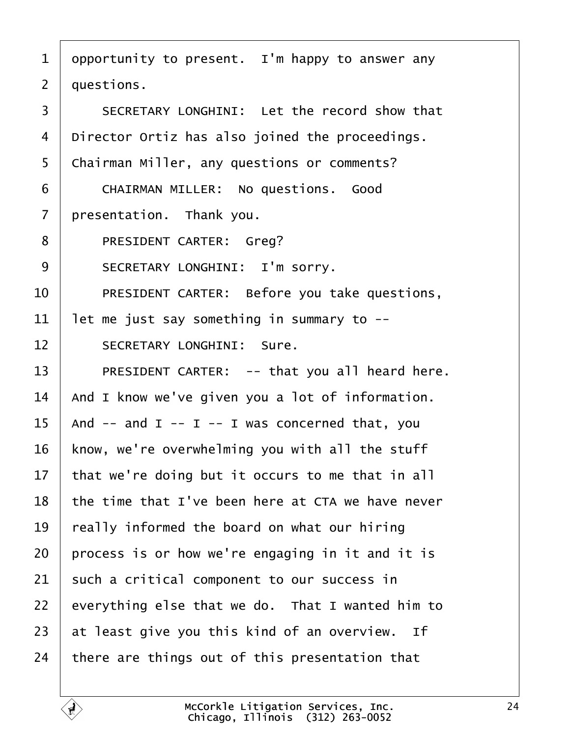opportunity to present. I'm happy to answer any questions.

SECRETARY LONGHINI: Let the record show that Director Ortiz has also joined the proceedings. Chairman Miller, any questions or comments?

CHAIRMAN MILLER: No questions. Good presentation. Thank you.

PRESIDENT CARTER: Greg?

SECRETARY LONGHINI: I'm sorry.

PRESIDENT CARTER: Before you take questions, let me just say something in summary to --

SECRETARY LONGHINI: Sure.

PRESIDENT CARTER: -- that you all heard here. And I know we've given you a lot of information. And -- and I -- I -- I was concerned that, you know, we're overwhelming you with all the stuff that we're doing but it occurs to me that in all the time that I've been here at CTA we have never really informed the board on what our hiring process is or how we're engaging in it and it is such a critical component to our success in everything else that we do. That I wanted him to at least give you this kind of an overview. If there are things out of this presentation that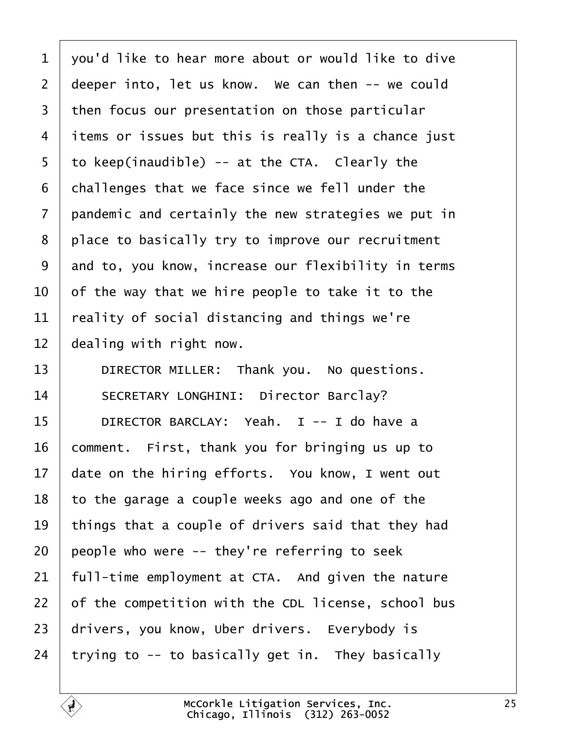you'd like to hear more about or would like to dive deeper into, let us know. We can then -- we could then focus our presentation on those particular items or issues but this is really is a chance just to keep(inaudible) -- at the CTA. Clearly the challenges that we face since we fell under the pandemic and certainly the new strategies we put in place to basically try to improve our recruitment and to, you know, increase our flexibility in terms of the way that we hire people to take it to the reality of social distancing and things we're dealing with right now.

DIRECTOR MILLER: Thank you. No questions.

SECRETARY LONGHINI: Director Barclay?

DIRECTOR BARCLAY: Yeah. I -- I do have a comment. First, thank you for bringing us up to date on the hiring efforts. You know, I went out to the garage a couple weeks ago and one of the things that a couple of drivers said that they had people who were -- they're referring to seek full-time employment at CTA. And given the nature of the competition with the CDL license, school bus drivers, you know, Uber drivers. Everybody is trying to -- to basically get in. They basically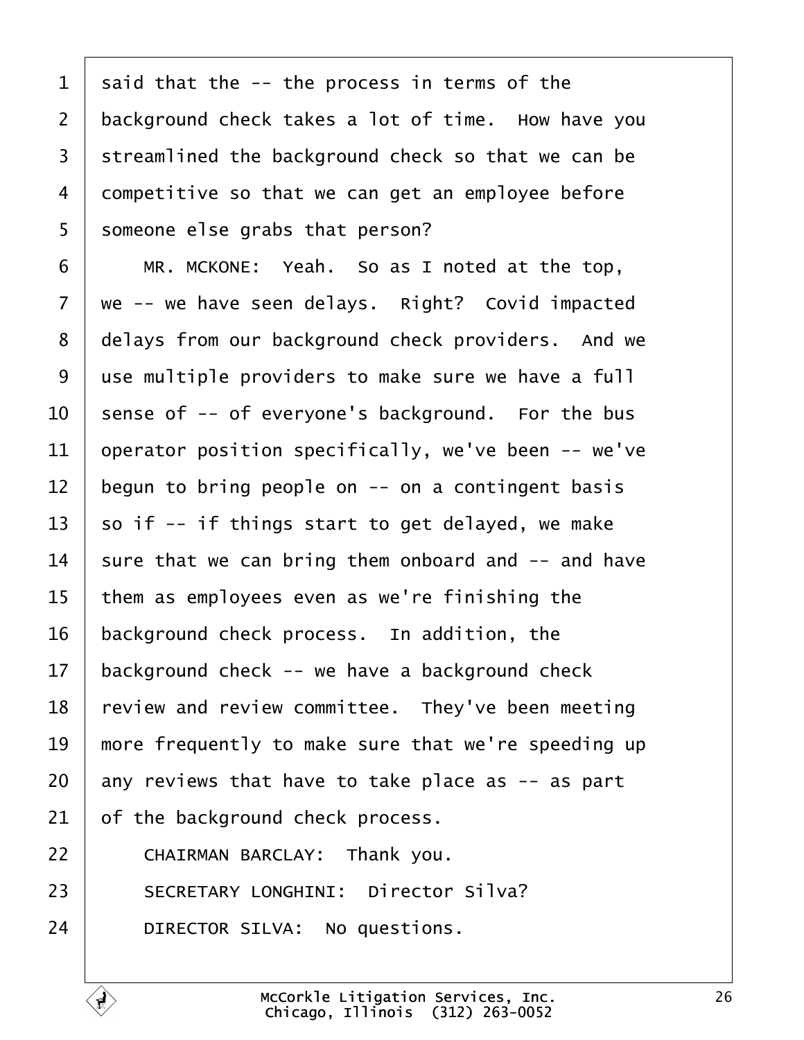said that the -- the process in terms of the background check takes a lot of time. How have you streamlined the background check so that we can be competitive so that we can get an employee before someone else grabs that person?

MR. MCKONE: Yeah. So as I noted at the top, we -- we have seen delays. Right? Covid impacted delays from our background check providers. And we use multiple providers to make sure we have a full sense of -- of everyone's background. For the bus operator position specifically, we've been -- we've begun to bring people on -- on a contingent basis so if -- if things start to get delayed, we make sure that we can bring them onboard and -- and have them as employees even as we're finishing the background check process. In addition, the background check -- we have a background check review and review committee. They've been meeting more frequently to make sure that we're speeding up any reviews that have to take place as -- as part of the background check process.

CHAIRMAN BARCLAY: Thank you.

SECRETARY LONGHINI: Director Silva?

DIRECTOR SILVA: No questions.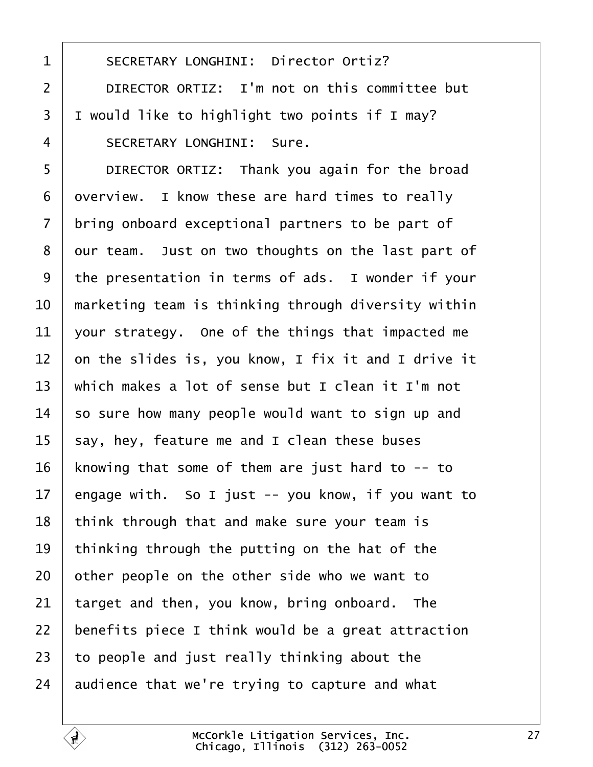SECRETARY LONGHINI: Director Ortiz?

DIRECTOR ORTIZ: I'm not on this committee but I would like to highlight two points if I may?

SECRETARY LONGHINI: Sure.

DIRECTOR ORTIZ: Thank you again for the broad overview. I know these are hard times to really bring onboard exceptional partners to be part of our team. Just on two thoughts on the last part of the presentation in terms of ads. I wonder if your marketing team is thinking through diversity within your strategy. One of the things that impacted me on the slides is, you know, I fix it and I drive it which makes a lot of sense but I clean it I'm not so sure how many people would want to sign up and say, hey, feature me and I clean these buses knowing that some of them are just hard to -- to engage with. So I just -- you know, if you want to think through that and make sure your team is thinking through the putting on the hat of the other people on the other side who we want to target and then, you know, bring onboard. The benefits piece I think would be a great attraction to people and just really thinking about the audience that we're trying to capture and what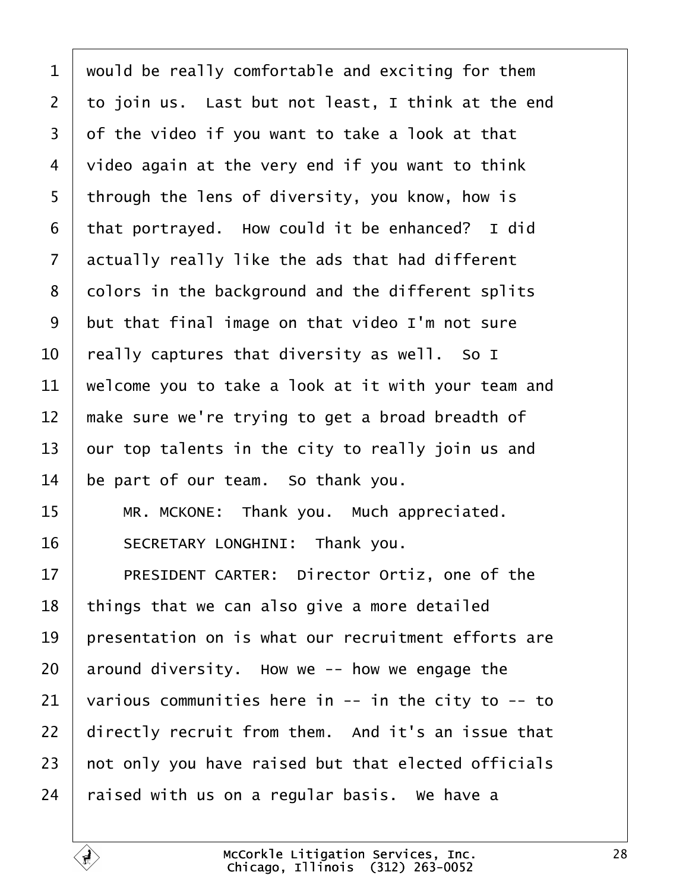would be really comfortable and exciting for them to join us. Last but not least, I think at the end of the video if you want to take a look at that video again at the very end if you want to think through the lens of diversity, you know, how is that portrayed. How could it be enhanced? I did actually really like the ads that had different colors in the background and the different splits but that final image on that video I'm not sure really captures that diversity as well. So I welcome you to take a look at it with your team and make sure we're trying to get a broad breadth of our top talents in the city to really join us and be part of our team. So thank you.

MR. MCKONE: Thank you. Much appreciated.

SECRETARY LONGHINI: Thank you.

PRESIDENT CARTER: Director Ortiz, one of the things that we can also give a more detailed presentation on is what our recruitment efforts are around diversity. How we -- how we engage the various communities here in -- in the city to -- to directly recruit from them. And it's an issue that not only you have raised but that elected officials raised with us on a regular basis. We have a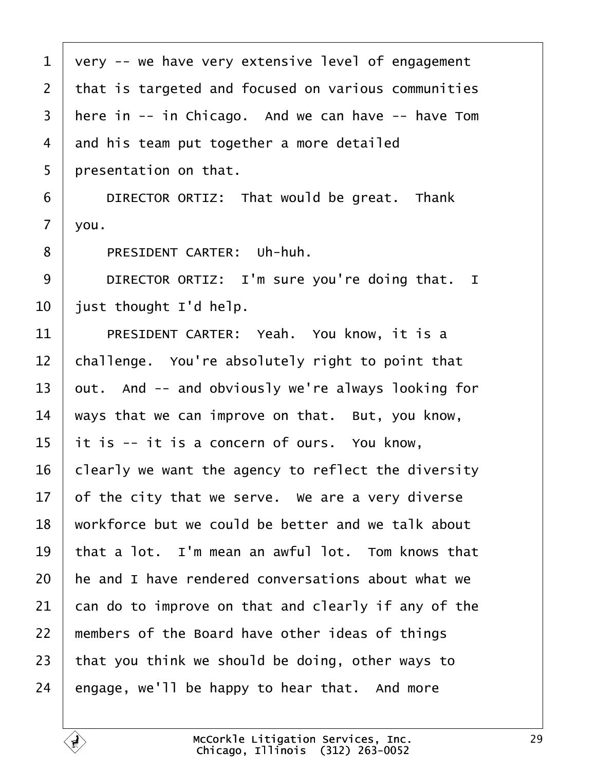very -- we have very extensive level of engagement that is targeted and focused on various communities here in -- in Chicago. And we can have -- have Tom and his team put together a more detailed presentation on that.

DIRECTOR ORTIZ: That would be great. Thank you.

PRESIDENT CARTER: Uh-huh.

DIRECTOR ORTIZ: I'm sure you're doing that. I just thought I'd help.

PRESIDENT CARTER: Yeah. You know, it is a challenge. You're absolutely right to point that out. And -- and obviously we're always looking for ways that we can improve on that. But, you know, it is -- it is a concern of ours. You know, clearly we want the agency to reflect the diversity of the city that we serve. We are a very diverse workforce but we could be better and we talk about that a lot. I'm mean an awful lot. Tom knows that he and I have rendered conversations about what we can do to improve on that and clearly if any of the members of the Board have other ideas of things that you think we should be doing, other ways to engage, we'll be happy to hear that. And more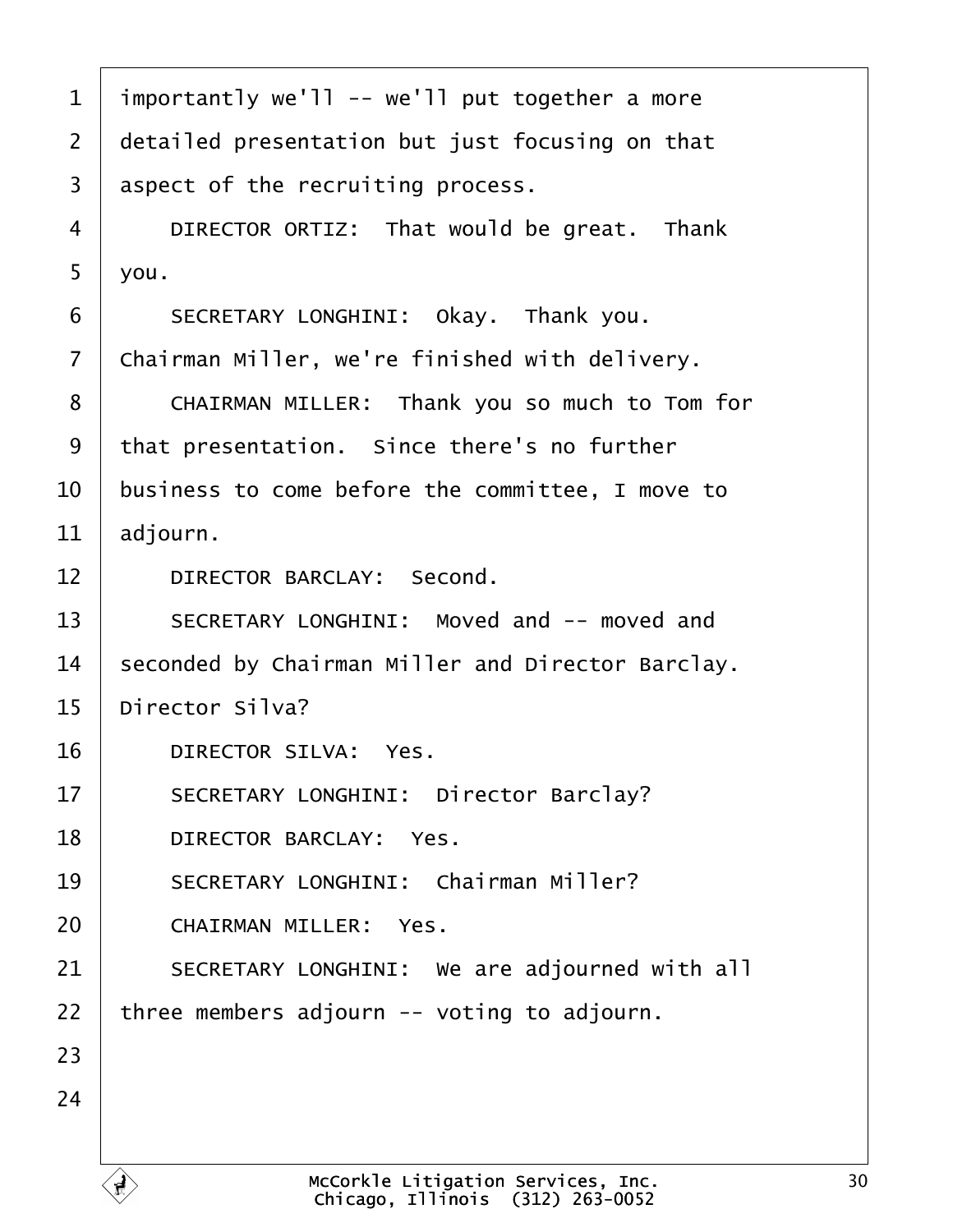importantly we'll -- we'll put together a more detailed presentation but just focusing on that aspect of the recruiting process.

DIRECTOR ORTIZ: That would be great. Thank you.

SECRETARY LONGHINI: Okay. Thank you. Chairman Miller, we're finished with delivery.

CHAIRMAN MILLER: Thank you so much to Tom for that presentation. Since there's no further business to come before the committee, I move to adjourn.

DIRECTOR BARCLAY: Second.

SECRETARY LONGHINI: Moved and -- moved and seconded by Chairman Miller and Director Barclay. Director Silva?

DIRECTOR SILVA: Yes.

SECRETARY LONGHINI: Director Barclay?

DIRECTOR BARCLAY: Yes.

SECRETARY LONGHINI: Chairman Miller?

CHAIRMAN MILLER: Yes.

SECRETARY LONGHINI: We are adjourned with all three members adjourn -- voting to adjourn.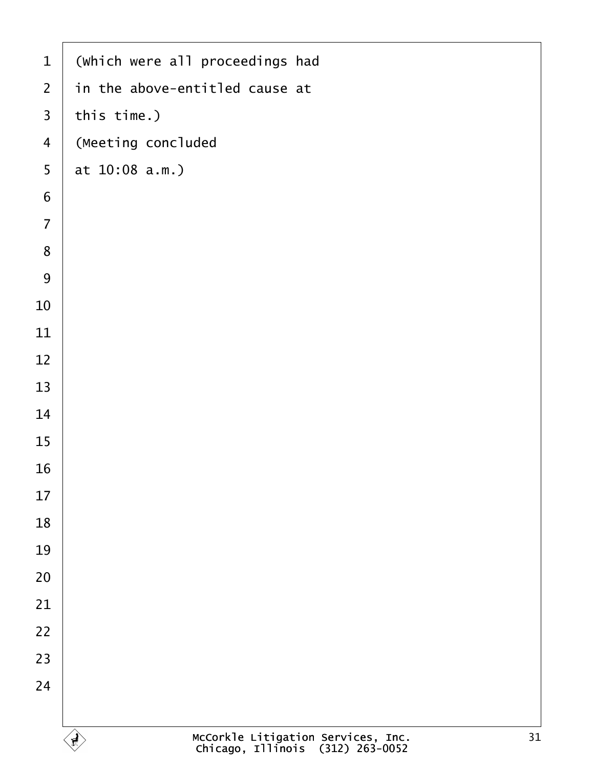(Which were all proceedings had
in the above-entitled cause at
this time.)

(Meeting concluded
at 10:08 a.m.)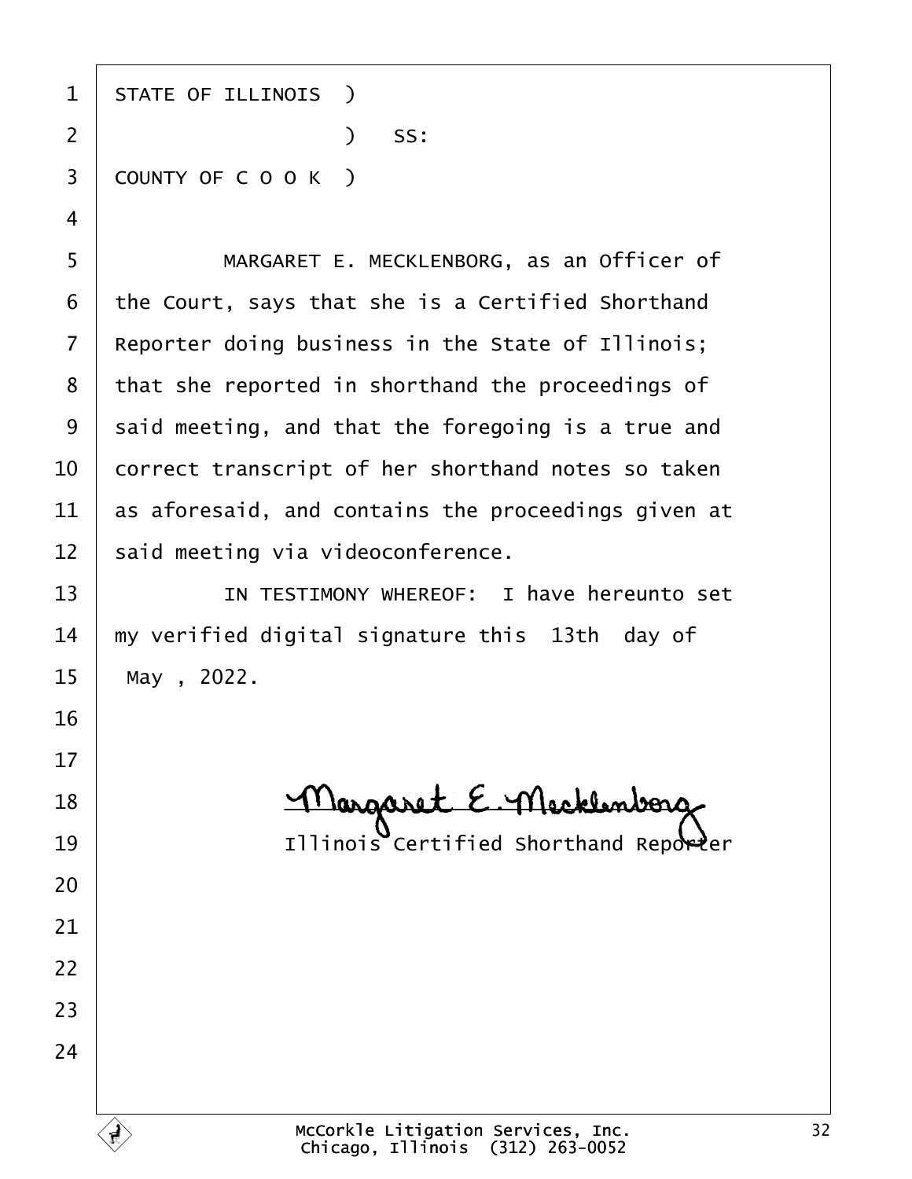STATE OF ILLINOIS )
                  ) SS:
COUNTY OF C O O K )

MARGARET E. MECKLENBORG, as an Officer of the Court, says that she is a Certified Shorthand Reporter doing business in the State of Illinois; that she reported in shorthand the proceedings of said meeting, and that the foregoing is a true and correct transcript of her shorthand notes so taken as aforesaid, and contains the proceedings given at said meeting via videoconference.

IN TESTIMONY WHEREOF: I have hereunto set my verified digital signature this 13th day of May , 2022.

Margaret E. Mecklenborg

Illinois Certified Shorthand Reporter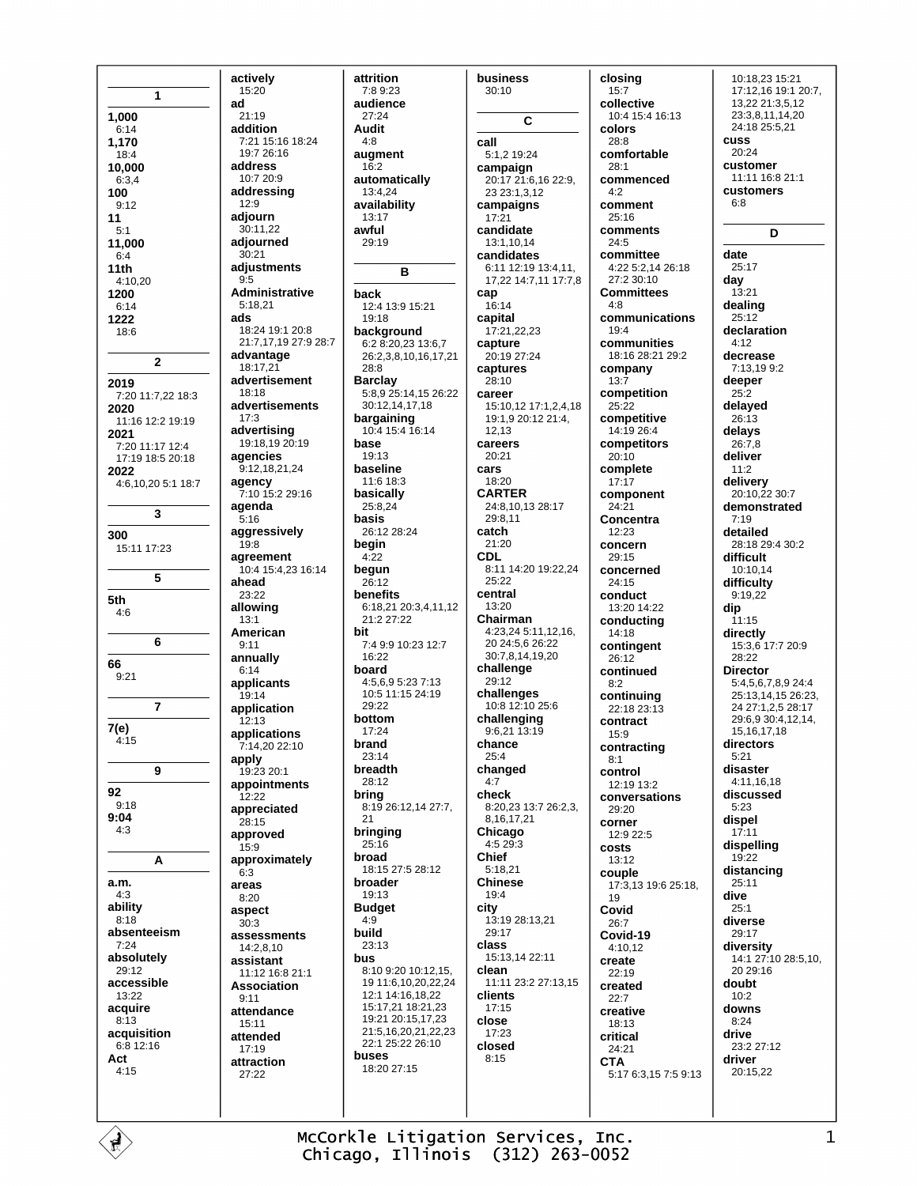## 1

**1,000**
6:14
**1,170**
18:4
**10,000**
6:3,4
**100**
9:12
**11**
5:1
**11,000**
6:4
**11th**
4:10,20
**1200**
6:14
**1222**
18:6

## 2

**2019**
7:20 11:7,22 18:3
**2020**
11:16 12:2 19:19
**2021**
7:20 11:17 12:4 17:19 18:5 20:18
**2022**
4:6,10,20 5:1 18:7

## 3

**300**
15:11 17:23

## 5

**5th**
4:6

## 6

**66**
9:21

## 7

**7(e)**
4:15

## 9

**92**
9:18
**9:04**
4:3

## A

**a.m.**
4:3
**ability**
8:18
**absenteeism**
7:24
**absolutely**
29:12
**accessible**
13:22
**acquire**
8:13
**acquisition**
6:8 12:16
**Act**
4:15
**actively**
15:20
**ad**
21:19
**addition**
7:21 15:16 18:24 19:7 26:16
**address**
10:7 20:9
**addressing**
12:9
**adjourn**
30:11,22
**adjourned**
30:21
**adjustments**
9:5
**Administrative**
5:18,21
**ads**
18:24 19:1 20:8 21:7,17,19 27:9 28:7
**advantage**
18:17,21
**advertisement**
18:18
**advertisements**
17:3
**advertising**
19:18,19 20:19
**agencies**
9:12,18,21,24
**agency**
7:10 15:2 29:16
**agenda**
5:16
**aggressively**
19:8
**agreement**
10:4 15:4,23 16:14
**ahead**
23:22
**allowing**
13:1
**American**
9:11
**annually**
6:14
**applicants**
19:14
**application**
12:13
**applications**
7:14,20 22:10
**apply**
19:23 20:1
**appointments**
12:22
**appreciated**
28:15
**approved**
15:9
**approximately**
6:3
**areas**
8:20
**aspect**
30:3
**assessments**
14:2,8,10
**assistant**
11:12 16:8 21:1
**Association**
9:11
**attendance**
15:11
**attended**
17:19
**attraction**
27:22
**attrition**
7:8 9:23
**audience**
27:24
**Audit**
4:8
**augment**
16:2
**automatically**
13:4,24
**availability**
13:17
**awful**
29:19

## B

**back**
12:4 13:9 15:21 19:18
**background**
6:2 8:20,23 13:6,7 26:2,3,8,10,16,17,21 28:8
**Barclay**
5:8,9 25:14,15 26:22 30:12,14,17,18
**bargaining**
10:4 15:4 16:14
**base**
19:13
**baseline**
11:6 18:3
**basically**
25:8,24
**basis**
26:12 28:24
**begin**
4:22
**begun**
26:12
**benefits**
6:18,21 20:3,4,11,12 21:2 27:22
**bit**
7:4 9:9 10:23 12:7 16:22
**board**
4:5,6,9 5:23 7:13 10:5 11:15 24:19 29:22
**bottom**
17:24
**brand**
23:14
**breadth**
28:12
**bring**
8:19 26:12,14 27:7,21
**bringing**
25:16
**broad**
18:15 27:5 28:12
**broader**
19:13
**Budget**
4:9
**build**
23:13
**bus**
8:10 9:20 10:12,15,19 11:6,10,20,22,24 12:1 14:16,18,22 15:17,21 18:21,23 19:21 20:15,17,23 21:5,16,20,21,22,23 22:1 25:22 26:10
**buses**
18:20 27:15
**business**
30:10

## C

**call**
5:1,2 19:24
**campaign**
20:17 21:6,16 22:9,23 23:1,3,12
**campaigns**
17:21
**candidate**
13:1,10,14
**candidates**
6:11 12:19 13:4,11,17,22 14:7,11 17:7,8
**cap**
16:14
**capital**
17:21,22,23
**capture**
20:19 27:24
**captures**
28:10
**career**
15:10,12 17:1,2,4,18 19:1,9 20:12 21:4,12,13
**careers**
20:21
**cars**
18:20
**CARTER**
24:8,10,13 28:17 29:8,11
**catch**
21:20
**CDL**
8:11 14:20 19:22,24 25:22
**central**
13:20
**Chairman**
4:23,24 5:11,12,16,20 24:5,6 26:22 30:7,8,14,19,20
**challenge**
29:12
**challenges**
10:8 12:10 25:6
**challenging**
9:6,21 13:19
**chance**
25:4
**changed**
4:7
**check**
8:20,23 13:7 26:2,3,8,16,17,21
**Chicago**
4:5 29:3
**Chief**
5:18,21
**Chinese**
19:4
**city**
13:19 28:13,21 29:17
**class**
15:13,14 22:11
**clean**
11:11 23:2 27:13,15
**clients**
17:15
**close**
17:23
**closed**
8:15
**closing**
15:7
**collective**
10:4 15:4 16:13
**colors**
28:8
**comfortable**
28:1
**commenced**
4:2
**comment**
25:16
**comments**
24:5
**committee**
4:22 5:2,14 26:18 27:2 30:10
**Committees**
4:8
**communications**
19:4
**communities**
18:16 28:21 29:2
**company**
13:7
**competition**
25:22
**competitive**
14:19 26:4
**competitors**
20:10
**complete**
17:17
**component**
24:21
**Concentra**
12:23
**concern**
29:15
**concerned**
24:15
**conduct**
13:20 14:22
**conducting**
14:18
**contingent**
26:12
**continued**
8:2
**continuing**
22:18 23:13
**contract**
15:9
**contracting**
8:1
**control**
12:19 13:2
**conversations**
29:20
**corner**
12:9 22:5
**costs**
13:12
**couple**
17:3,13 19:6 25:18,19
**Covid**
26:7
**Covid-19**
4:10,12
**create**
22:19
**created**
22:7
**creative**
18:13
**critical**
24:21
**CTA**
5:17 6:3,15 7:5 9:13 10:18,23 15:21 17:12,16 19:1 20:7,13,22 21:3,5,12 23:3,8,11,14,20 24:18 25:5,21
**cuss**
20:24
**customer**
11:11 16:8 21:1
**customers**
6:8

## D

**date**
25:17
**day**
13:21
**dealing**
25:12
**declaration**
4:12
**decrease**
7:13,19 9:2
**deeper**
25:2
**delayed**
26:13
**delays**
26:7,8
**deliver**
11:2
**delivery**
20:10,22 30:7
**demonstrated**
7:19
**detailed**
28:18 29:4 30:2
**difficult**
10:10,14
**difficulty**
9:19,22
**dip**
11:15
**directly**
15:3,6 17:7 20:9 28:22
**Director**
5:4,5,6,7,8,9 24:4 25:13,14,15 26:23,24 27:1,2,5 28:17 29:6,9 30:4,12,14,15,16,17,18
**directors**
5:21
**disaster**
4:11,16,18
**discussed**
5:23
**dispel**
17:11
**dispelling**
19:22
**distancing**
25:11
**dive**
25:1
**diverse**
29:17
**diversity**
14:1 27:10 28:5,10,20 29:16
**doubt**
10:2
**downs**
8:24
**drive**
23:2 27:12
**driver**
20:15,22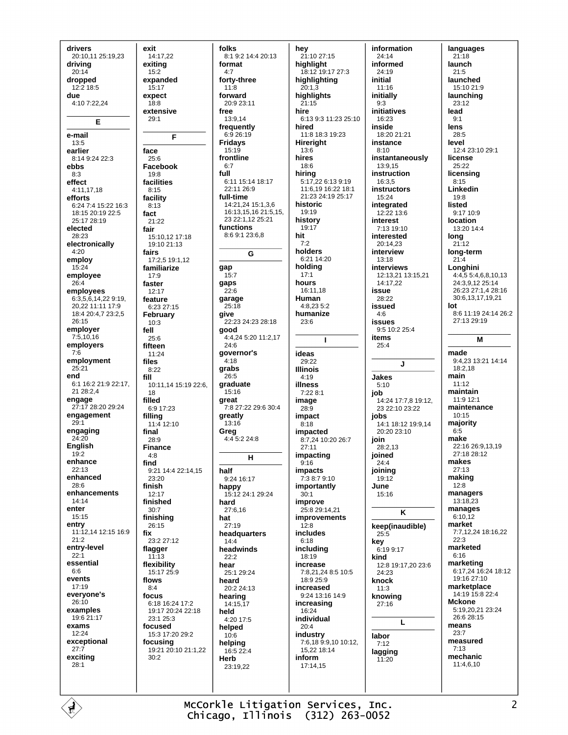**drivers**
20:10,11 25:19,23

**driving**
20:14

**dropped**
12:2 18:5

**due**
4:10 7:22,24

## E

**e-mail**
13:5

**earlier**
8:14 9:24 22:3

**ebbs**
8:3

**effect**
4:11,17,18

**efforts**
6:24 7:4 15:22 16:3 18:15 20:19 22:5 25:17 28:19

**elected**
28:23

**electronically**
4:20

**employ**
15:24

**employee**
26:4

**employees**
6:3,5,6,14,22 9:19, 20,22 11:11 17:9 18:4 20:4,7 23:2,5 26:15

**employer**
7:5,10,16

**employers**
7:6

**employment**
25:21

**end**
6:1 16:2 21:9 22:17, 21 28:2,4

**engage**
27:17 28:20 29:24

**engagement**
29:1

**engaging**
24:20

**English**
19:2

**enhance**
22:13

**enhanced**
28:6

**enhancements**
14:14

**enter**
15:15

**entry**
11:12,14 12:15 16:9 21:2

**entry-level**
22:1

**essential**
6:6

**events**
17:19

**everyone's**
26:10

**examples**
19:6 21:17

**exams**
12:24

**exceptional**
27:7

**exciting**
28:1

**exit**
14:17,22

**exiting**
15:2

**expanded**
15:17

**expect**
18:8

**extensive**
29:1

## F

**face**
25:6

**Facebook**
19:8

**facilities**
8:15

**facility**
8:13

**fact**
21:22

**fair**
15:10,12 17:18 19:10 21:13

**fairs**
17:2,5 19:1,12

**familiarize**
17:9

**faster**
12:17

**feature**
6:23 27:15

**February**
10:3

**fell**
25:6

**fifteen**
11:24

**files**
8:22

**fill**
10:11,14 15:19 22:6, 18

**filled**
6:9 17:23

**filling**
11:4 12:10

**final**
28:9

**Finance**
4:8

**find**
9:21 14:4 22:14,15 23:20

**finish**
12:17

**finished**
30:7

**finishing**
26:15

**fix**
23:2 27:12

**flagger**
11:13

**flexibility**
15:17 25:9

**flows**
8:4

**focus**
6:18 16:24 17:2 19:17 20:24 22:18 23:1 25:3

**focused**
15:3 17:20 29:2

**focusing**
19:21 20:10 21:1,22 30:2

**folks**
8:1 9:2 14:4 20:13

**format**
4:7

**forty-three**
11:8

**forward**
20:9 23:11

**free**
13:9,14

**frequently**
6:9 26:19

**Fridays**
15:19

**frontline**
6:7

**full**
6:11 15:14 18:17 22:11 26:9

**full-time**
14:21,24 15:1,3,6 16:13,15,16 21:5,15, 23 22:1,12 25:21

**functions**
8:6 9:1 23:6,8

## G

**gap**
15:7

**gaps**
22:6

**garage**
25:18

**give**
22:23 24:23 28:18

**good**
4:4,24 5:20 11:2,17 24:6

**governor's**
4:18

**grabs**
26:5

**graduate**
15:16

**great**
7:8 27:22 29:6 30:4

**greatly**
13:16

**Greg**
4:4 5:2 24:8

## H

**half**
9:24 16:17

**happy**
15:12 24:1 29:24

**hard**
27:6,16

**hat**
27:19

**headquarters**
14:4

**headwinds**
22:2

**hear**
25:1 29:24

**heard**
20:2 24:13

**hearing**
14:15,17

**held**
4:20 17:5

**helped**
10:6

**helping**
16:5 22:4

**Herb**
23:19,22

**hey**
21:10 27:15

**highlight**
18:12 19:17 27:3

**highlighting**
20:1,3

**highlights**
21:15

**hire**
6:13 9:3 11:23 25:10

**hired**
11:8 18:3 19:23

**Hireright**
13:6

**hires**
18:6

**hiring**
5:17,22 6:13 9:19 11:6,19 16:22 18:1 21:23 24:19 25:17

**historic**
19:19

**history**
19:17

**hit**
7:2

**holders**
6:21 14:20

**holding**
17:1

**hours**
16:11,18

**Human**
4:8,23 5:2

**humanize**
23:6

## I

**ideas**
29:22

**Illinois**
4:19

**illness**
7:22 8:1

**image**
28:9

**impact**
8:18

**impacted**
8:7,24 10:20 26:7 27:11

**impacting**
9:16

**impacts**
7:3 8:7 9:10

**importantly**
30:1

**improve**
25:8 29:14,21

**improvements**
12:8

**includes**
6:18

**including**
18:19

**increase**
7:8,21,24 8:5 10:5 18:9 25:9

**increased**
9:24 13:16 14:9

**increasing**
16:24

**individual**
20:4

**industry**
7:6,18 9:9,10 10:12, 15,22 18:14

**inform**
17:14,15

**information**
24:14

**informed**
24:19

**initial**
11:16

**initially**
9:3

**initiatives**
16:23

**inside**
18:20 21:21

**instance**
8:10

**instantaneously**
13:9,15

**instruction**
16:3,5

**instructors**
15:24

**integrated**
12:22 13:6

**interest**
7:13 19:10

**interested**
20:14,23

**interview**
13:18

**interviews**
12:13,21 13:15,21 14:17,22

**issue**
28:22

**issued**
4:6

**issues**
9:5 10:2 25:4

**items**
25:4

## J

**Jakes**
5:10

**job**
14:24 17:7,8 19:12, 23 22:10 23:22

**jobs**
14:1 18:12 19:9,14 20:20 23:10

**join**
28:2,13

**joined**
24:4

**joining**
19:12

**June**
15:16

## K

**keep(inaudible)**
25:5

**key**
6:19 9:17

**kind**
12:8 19:17,20 23:6 24:23

**knock**
11:3

**knowing**
27:16

## L

**labor**
7:12

**lagging**
11:20

**languages**
21:18

**launch**
21:5

**launched**
15:10 21:9

**launching**
23:12

**lead**
9:1

**lens**
28:5

**level**
12:4 23:10 29:1

**license**
25:22

**licensing**
8:15

**Linkedin**
19:8

**listed**
9:17 10:9

**location**
13:20 14:4

**long**
21:12

**long-term**
21:4

**Longhini**
4:4,5 5:4,6,8,10,13 24:3,9,12 25:14 26:23 27:1,4 28:16 30:6,13,17,19,21

**lot**
8:6 11:19 24:14 26:2 27:13 29:19

## M

**made**
9:4,23 13:21 14:14 18:2,18

**main**
11:12

**maintain**
11:9 12:1

**maintenance**
10:15

**majority**
6:5

**make**
22:16 26:9,13,19 27:18 28:12

**makes**
27:13

**making**
12:8

**managers**
13:18,23

**manages**
6:10,12

**market**
7:7,12,24 18:16,22 22:3

**marketed**
6:16

**marketing**
6:17,24 16:24 18:12 19:16 27:10

**marketplace**
14:19 15:8 22:4

**Mckone**
5:19,20,21 23:24 26:6 28:15

**means**
23:7

**measured**
7:13

**mechanic**
11:4,6,10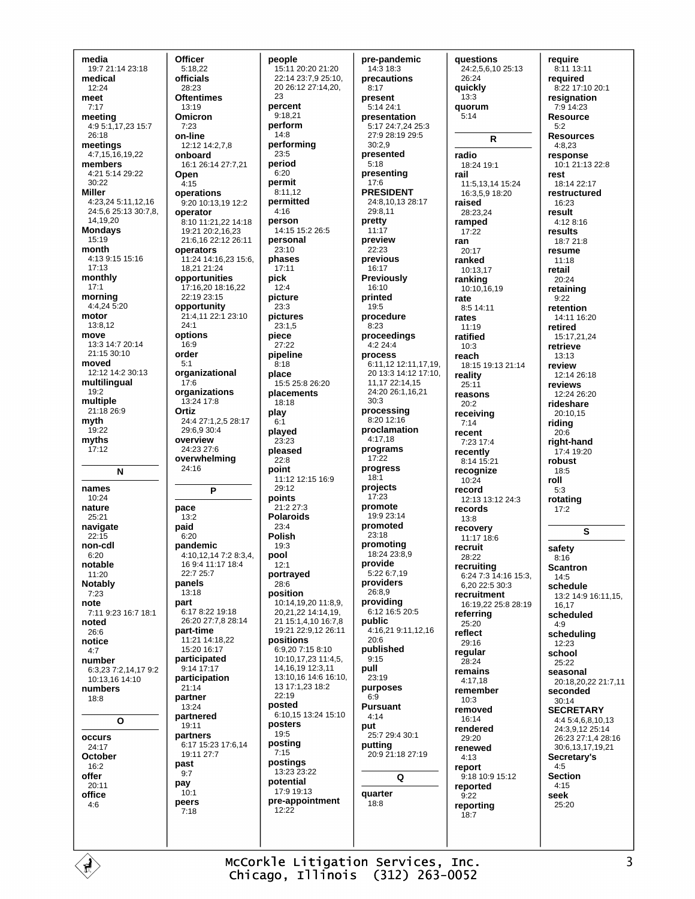**media**
19:7 21:14 23:18
**medical**
12:24
**meet**
7:17
**meeting**
4:9 5:1,17,23 15:7 26:18
**meetings**
4:7,15,16,19,22
**members**
4:21 5:14 29:22 30:22
**Miller**
4:23,24 5:11,12,16 24:5,6 25:13 30:7,8, 14,19,20
**Mondays**
15:19
**month**
4:13 9:15 15:16 17:13
**monthly**
17:1
**morning**
4:4,24 5:20
**motor**
13:8,12
**move**
13:3 14:7 20:14 21:15 30:10
**moved**
12:12 14:2 30:13
**multilingual**
19:2
**multiple**
21:18 26:9
**myth**
19:22
**myths**
17:12

**N**

**names**
10:24
**nature**
25:21
**navigate**
22:15
**non-cdl**
6:20
**notable**
11:20
**Notably**
7:23
**note**
7:11 9:23 16:7 18:1
**noted**
26:6
**notice**
4:7
**number**
6:3,23 7:2,14,17 9:2 10:13,16 14:10
**numbers**
18:8

**O**

**occurs**
24:17
**October**
16:2
**offer**
20:11
**office**
4:6
**Officer**
5:18,22
**officials**
28:23
**Oftentimes**
13:19
**Omicron**
7:23
**on-line**
12:12 14:2,7,8
**onboard**
16:1 26:14 27:7,21
**Open**
4:15
**operations**
9:20 10:13,19 12:2
**operator**
8:10 11:21,22 14:18 19:21 20:2,16,23 21:6,16 22:12 26:11
**operators**
11:24 14:16,23 15:6, 18,21 21:24
**opportunities**
17:16,20 18:16,22 22:19 23:15
**opportunity**
21:4,11 22:1 23:10 24:1
**options**
16:9
**order**
5:1
**organizational**
17:6
**organizations**
13:24 17:8
**Ortiz**
24:4 27:1,2,5 28:17 29:6,9 30:4
**overview**
24:23 27:6
**overwhelming**
24:16

**P**

**pace**
13:2
**paid**
6:20
**pandemic**
4:10,12,14 7:2 8:3,4, 16 9:4 11:17 18:4 22:7 25:7
**panels**
13:18
**part**
6:17 8:22 19:18 26:20 27:7,8 28:14
**part-time**
11:21 14:18,22 15:20 16:17
**participated**
9:14 17:17
**participation**
21:14
**partner**
13:24
**partnered**
19:11
**partners**
6:17 15:23 17:6,14 19:11 27:7
**past**
9:7
**pay**
10:1
**peers**
7:18
**people**
15:11 20:20 21:20 22:14 23:7,9 25:10, 20 26:12 27:14,20, 23
**percent**
9:18,21
**perform**
14:8
**performing**
23:5
**period**
6:20
**permit**
8:11,12
**permitted**
4:16
**person**
14:15 15:2 26:5
**personal**
23:10
**phases**
17:11
**pick**
12:4
**picture**
23:3
**pictures**
23:1,5
**piece**
27:22
**pipeline**
8:18
**place**
15:5 25:8 26:20
**placements**
18:18
**play**
6:1
**played**
23:23
**pleased**
22:8
**point**
11:12 12:15 16:9 29:12
**points**
21:2 27:3
**Polaroids**
23:4
**Polish**
19:3
**pool**
12:1
**portrayed**
28:6
**position**
10:14,19,20 11:8,9, 20,21,22 14:14,19, 21 15:1,4,10 16:7,8 19:21 22:9,12 26:11
**positions**
6:9,20 7:15 8:10 10:10,17,23 11:4,5, 14,16,19 12:3,11 13:10,16 14:6 16:10, 13 17:1,23 18:2 22:19
**posted**
6:10,15 13:24 15:10
**posters**
19:5
**posting**
7:15
**postings**
13:23 23:22
**potential**
17:9 19:13
**pre-appointment**
12:22
**pre-pandemic**
14:3 18:3
**precautions**
8:17
**present**
5:14 24:1
**presentation**
5:17 24:7,24 25:3 27:9 28:19 29:5 30:2,9
**presented**
5:18
**presenting**
17:6
**PRESIDENT**
24:8,10,13 28:17 29:8,11
**pretty**
11:17
**preview**
22:23
**previous**
16:17
**Previously**
16:10
**printed**
19:5
**procedure**
8:23
**proceedings**
4:2 24:4
**process**
6:11,12 12:11,17,19, 20 13:3 14:12 17:10, 11,17 22:14,15 24:20 26:1,16,21 30:3
**processing**
8:20 12:16
**proclamation**
4:17,18
**programs**
17:22
**progress**
18:1
**projects**
17:23
**promote**
19:9 23:14
**promoted**
23:18
**promoting**
18:24 23:8,9
**provide**
5:22 6:7,19
**providers**
26:8,9
**providing**
6:12 16:5 20:5
**public**
4:16,21 9:11,12,16 20:6
**published**
9:15
**pull**
23:19
**purposes**
6:9
**Pursuant**
4:14
**put**
25:7 29:4 30:1
**putting**
20:9 21:18 27:19

**Q**

**quarter**
18:8
**questions**
24:2,5,6,10 25:13 26:24
**quickly**
13:3
**quorum**
5:14

**R**

**radio**
18:24 19:1
**rail**
11:5,13,14 15:24 16:3,5,9 18:20
**raised**
28:23,24
**ramped**
17:22
**ran**
20:17
**ranked**
10:13,17
**ranking**
10:10,16,19
**rate**
8:5 14:11
**rates**
11:19
**ratified**
10:3
**reach**
18:15 19:13 21:14
**reality**
25:11
**reasons**
20:2
**receiving**
7:14
**recent**
7:23 17:4
**recently**
8:14 15:21
**recognize**
10:24
**record**
12:13 13:12 24:3
**records**
13:8
**recovery**
11:17 18:6
**recruit**
28:22
**recruiting**
6:24 7:3 14:16 15:3, 6,20 22:5 30:3
**recruitment**
16:19,22 25:8 28:19
**referring**
25:20
**reflect**
29:16
**regular**
28:24
**remains**
4:17,18
**remember**
10:3
**removed**
16:14
**rendered**
29:20
**renewed**
4:13
**report**
9:18 10:9 15:12
**reported**
9:22
**reporting**
18:7
**require**
8:11 13:11
**required**
8:22 17:10 20:1
**resignation**
7:9 14:23
**Resource**
5:2
**Resources**
4:8,23
**response**
10:1 21:13 22:8
**rest**
18:14 22:17
**restructured**
16:23
**result**
4:12 8:16
**results**
18:7 21:8
**resume**
11:18
**retail**
20:24
**retaining**
9:22
**retention**
14:11 16:20
**retired**
15:17,21,24
**retrieve**
13:13
**review**
12:14 26:18
**reviews**
12:24 26:20
**rideshare**
20:10,15
**riding**
20:6
**right-hand**
17:4 19:20
**robust**
18:5
**roll**
5:3
**rotating**
17:2

**S**

**safety**
8:16
**Scantron**
14:5
**schedule**
13:2 14:9 16:11,15, 16,17
**scheduled**
4:9
**scheduling**
12:23
**school**
25:22
**seasonal**
20:18,20,22 21:7,11
**seconded**
30:14
**SECRETARY**
4:4 5:4,6,8,10,13 24:3,9,12 25:14 26:23 27:1,4 28:16 30:6,13,17,19,21
**Secretary's**
4:5
**Section**
4:15
**seek**
25:20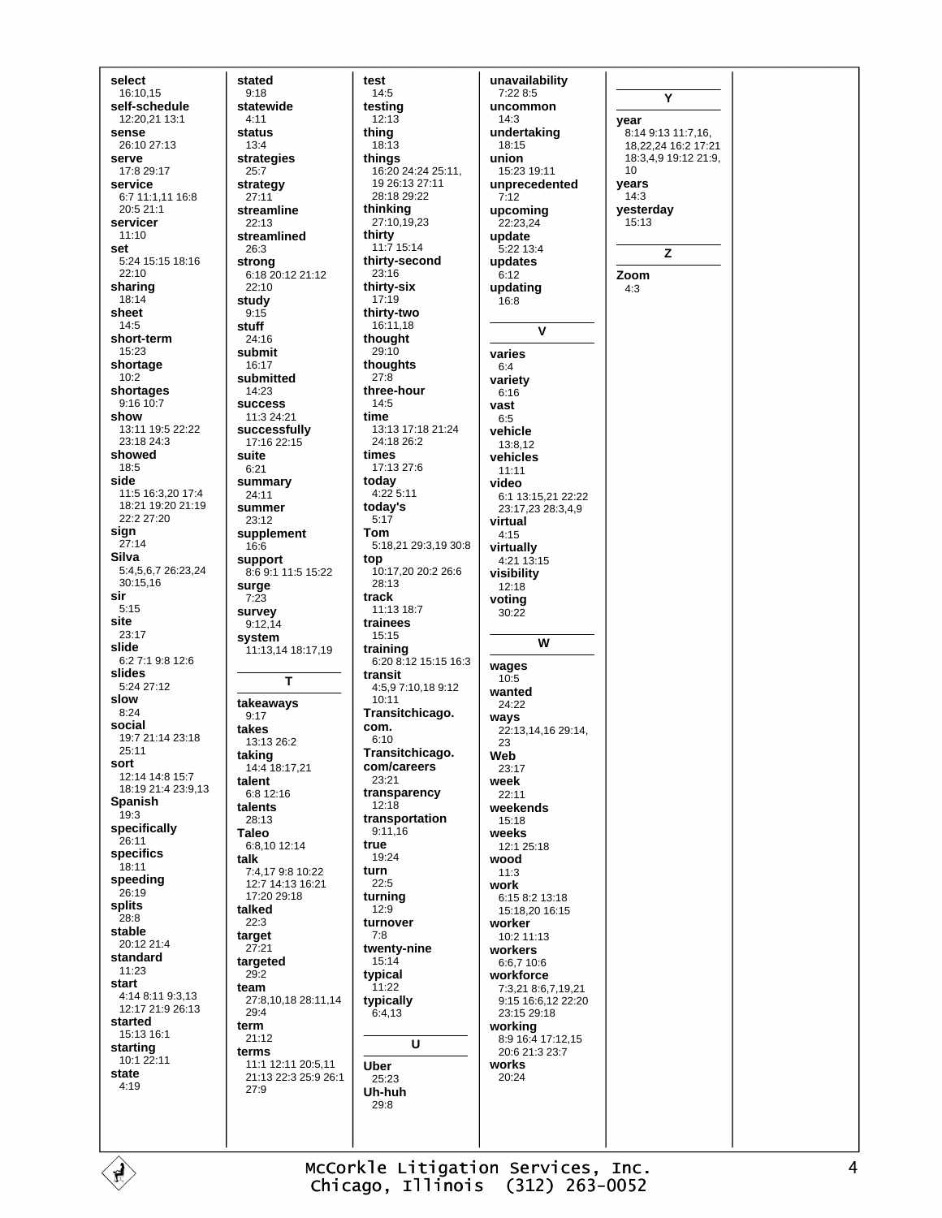**select**
16:10,15
**self-schedule**
12:20,21 13:1
**sense**
26:10 27:13
**serve**
17:8 29:17
**service**
6:7 11:1,11 16:8
20:5 21:1
**servicer**
11:10
**set**
5:24 15:15 18:16
22:10
**sharing**
18:14
**sheet**
14:5
**short-term**
15:23
**shortage**
10:2
**shortages**
9:16 10:7
**show**
13:11 19:5 22:22
23:18 24:3
**showed**
18:5
**side**
11:5 16:3,20 17:4
18:21 19:20 21:19
22:2 27:20
**sign**
27:14
**Silva**
5:4,5,6,7 26:23,24
30:15,16
**sir**
5:15
**site**
23:17
**slide**
6:2 7:1 9:8 12:6
**slides**
5:24 27:12
**slow**
8:24
**social**
19:7 21:14 23:18
25:11
**sort**
12:14 14:8 15:7
18:19 21:4 23:9,13
**Spanish**
19:3
**specifically**
26:11
**specifics**
18:11
**speeding**
26:19
**splits**
28:8
**stable**
20:12 21:4
**standard**
11:23
**start**
4:14 8:11 9:3,13
12:17 21:9 26:13
**started**
15:13 16:1
**starting**
10:1 22:11
**state**
4:19

**stated**
9:18
**statewide**
4:11
**status**
13:4
**strategies**
25:7
**strategy**
27:11
**streamline**
22:13
**streamlined**
26:3
**strong**
6:18 20:12 21:12
22:10
**study**
9:15
**stuff**
24:16
**submit**
16:17
**submitted**
14:23
**success**
11:3 24:21
**successfully**
17:16 22:15
**suite**
6:21
**summary**
24:11
**summer**
23:12
**supplement**
16:6
**support**
8:6 9:1 11:5 15:22
**surge**
7:23
**survey**
9:12,14
**system**
11:13,14 18:17,19

## T

**takeaways**
9:17
**takes**
13:13 26:2
**taking**
14:4 18:17,21
**talent**
6:8 12:16
**talents**
28:13
**Taleo**
6:8,10 12:14
**talk**
7:4,17 9:8 10:22
12:7 14:13 16:21
17:20 29:18
**talked**
22:3
**target**
27:21
**targeted**
29:2
**team**
27:8,10,18 28:11,14
29:4
**term**
21:12
**terms**
11:1 12:11 20:5,11
21:13 22:3 25:9 26:1
27:9

**test**
14:5
**testing**
12:13
**thing**
18:13
**things**
16:20 24:24 25:11,
19 26:13 27:11
28:18 29:22
**thinking**
27:10,19,23
**thirty**
11:7 15:14
**thirty-second**
23:16
**thirty-six**
17:19
**thirty-two**
16:11,18
**thought**
29:10
**thoughts**
27:8
**three-hour**
14:5
**time**
13:13 17:18 21:24
24:18 26:2
**times**
17:13 27:6
**today**
4:22 5:11
**today's**
5:17
**Tom**
5:18,21 29:3,19 30:8
**top**
10:17,20 20:2 26:6
28:13
**track**
11:13 18:7
**trainees**
15:15
**training**
6:20 8:12 15:15 16:3
**transit**
4:5,9 7:10,18 9:12
10:11
**Transitchicago.
com.**
6:10
**Transitchicago.
com/careers**
23:21
**transparency**
12:18
**transportation**
9:11,16
**true**
19:24
**turn**
22:5
**turning**
12:9
**turnover**
7:8
**twenty-nine**
15:14
**typical**
11:22
**typically**
6:4,13

## U

**Uber**
25:23
**Uh-huh**
29:8

**unavailability**
7:22 8:5
**uncommon**
14:3
**undertaking**
18:15
**union**
15:23 19:11
**unprecedented**
7:12
**upcoming**
22:23,24
**update**
5:22 13:4
**updates**
6:12
**updating**
16:8

## V

**varies**
6:4
**variety**
6:16
**vast**
6:5
**vehicle**
13:8,12
**vehicles**
11:11
**video**
6:1 13:15,21 22:22
23:17,23 28:3,4,9
**virtual**
4:15
**virtually**
4:21 13:15
**visibility**
12:18
**voting**
30:22

## W

**wages**
10:5
**wanted**
24:22
**ways**
22:13,14,16 29:14,
23
**Web**
23:17
**week**
22:11
**weekends**
15:18
**weeks**
12:1 25:18
**wood**
11:3
**work**
6:15 8:2 13:18
15:18,20 16:15
**worker**
10:2 11:13
**workers**
6:6,7 10:6
**workforce**
7:3,21 8:6,7,19,21
9:15 16:6,12 22:20
23:15 29:18
**working**
8:9 16:4 17:12,15
20:6 21:3 23:7
**works**
20:24

## Y

**year**
8:14 9:13 11:7,16,
18,22,24 16:2 17:21
18:3,4,9 19:12 21:9,
10
**years**
14:3
**yesterday**
15:13

## Z

**Zoom**
4:3